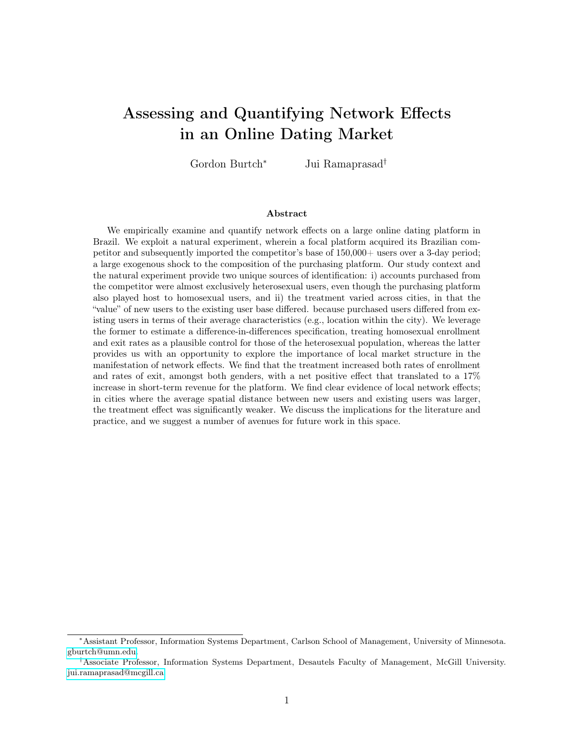# Assessing and Quantifying Network Effects in an Online Dating Market

Gordon Burtch[*] Jui Ramaprasad[†]

### Abstract

We empirically examine and quantify network effects on a large online dating platform in Brazil. We exploit a natural experiment, wherein a focal platform acquired its Brazilian competitor and subsequently imported the competitor's base of 150,000+ users over a 3-day period; a large exogenous shock to the composition of the purchasing platform. Our study context and the natural experiment provide two unique sources of identification: i) accounts purchased from the competitor were almost exclusively heterosexual users, even though the purchasing platform also played host to homosexual users, and ii) the treatment varied across cities, in that the "value" of new users to the existing user base differed. because purchased users differed from existing users in terms of their average characteristics (e.g., location within the city). We leverage the former to estimate a difference-in-differences specification, treating homosexual enrollment and exit rates as a plausible control for those of the heterosexual population, whereas the latter provides us with an opportunity to explore the importance of local market structure in the manifestation of network effects. We find that the treatment increased both rates of enrollment and rates of exit, amongst both genders, with a net positive effect that translated to a 17% increase in short-term revenue for the platform. We find clear evidence of local network effects; in cities where the average spatial distance between new users and existing users was larger, the treatment effect was significantly weaker. We discuss the implications for the literature and practice, and we suggest a number of avenues for future work in this space.

---

[*] Assistant Professor, Information Systems Department, Carlson School of Management, University of Minnesota. gburtch@umn.edu

[†] Associate Professor, Information Systems Department, Desautels Faculty of Management, McGill University. jui.ramaprasad@mcgill.ca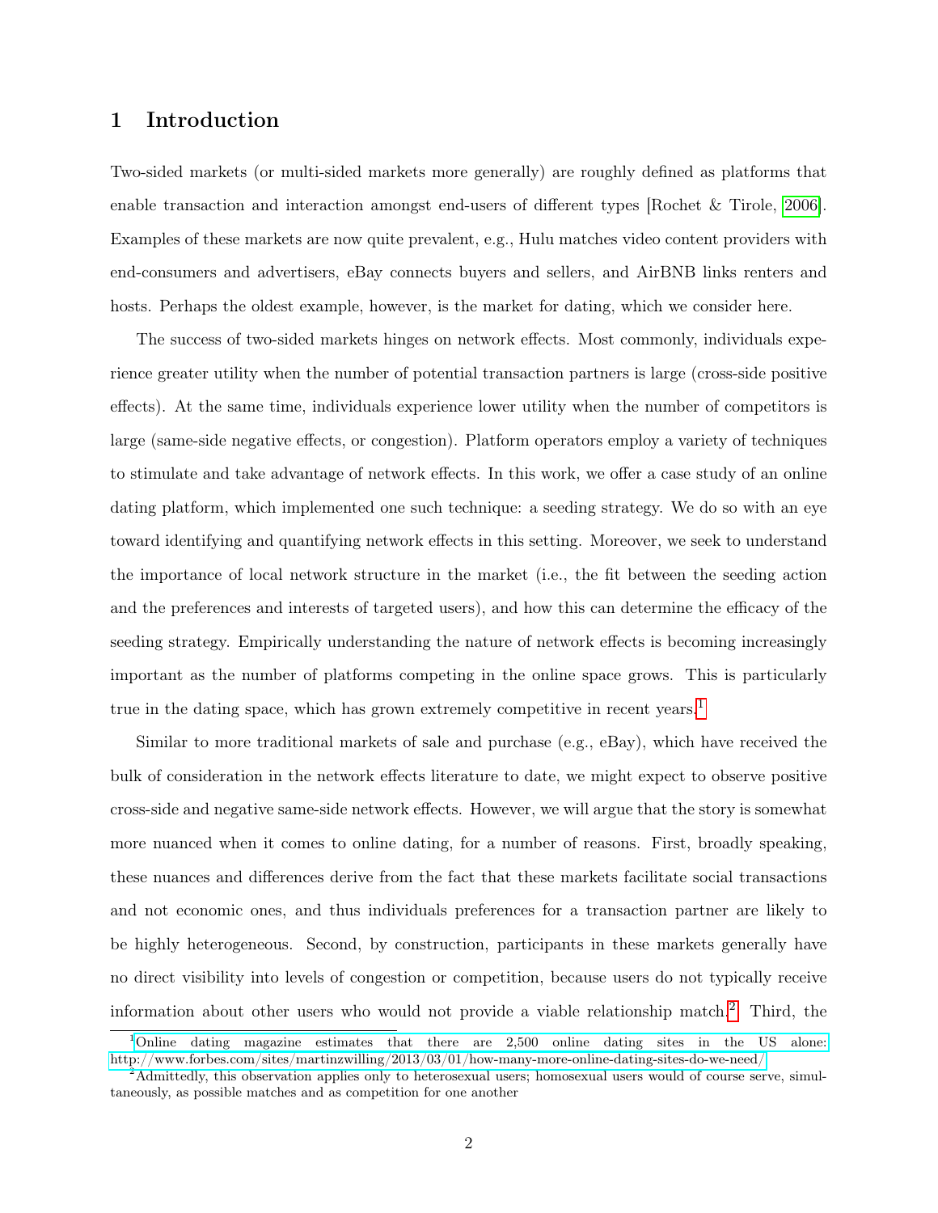# 1 Introduction

Two-sided markets (or multi-sided markets more generally) are roughly defined as platforms that enable transaction and interaction amongst end-users of different types [Rochet & Tirole, 2006]. Examples of these markets are now quite prevalent, e.g., Hulu matches video content providers with end-consumers and advertisers, eBay connects buyers and sellers, and AirBNB links renters and hosts. Perhaps the oldest example, however, is the market for dating, which we consider here.

The success of two-sided markets hinges on network effects. Most commonly, individuals experience greater utility when the number of potential transaction partners is large (cross-side positive effects). At the same time, individuals experience lower utility when the number of competitors is large (same-side negative effects, or congestion). Platform operators employ a variety of techniques to stimulate and take advantage of network effects. In this work, we offer a case study of an online dating platform, which implemented one such technique: a seeding strategy. We do so with an eye toward identifying and quantifying network effects in this setting. Moreover, we seek to understand the importance of local network structure in the market (i.e., the fit between the seeding action and the preferences and interests of targeted users), and how this can determine the efficacy of the seeding strategy. Empirically understanding the nature of network effects is becoming increasingly important as the number of platforms competing in the online space grows. This is particularly true in the dating space, which has grown extremely competitive in recent years.[1]

Similar to more traditional markets of sale and purchase (e.g., eBay), which have received the bulk of consideration in the network effects literature to date, we might expect to observe positive cross-side and negative same-side network effects. However, we will argue that the story is somewhat more nuanced when it comes to online dating, for a number of reasons. First, broadly speaking, these nuances and differences derive from the fact that these markets facilitate social transactions and not economic ones, and thus individuals preferences for a transaction partner are likely to be highly heterogeneous. Second, by construction, participants in these markets generally have no direct visibility into levels of congestion or competition, because users do not typically receive information about other users who would not provide a viable relationship match.[2] Third, the

[1] Online dating magazine estimates that there are 2,500 online dating sites in the US alone: http://www.forbes.com/sites/martinzwilling/2013/03/01/how-many-more-online-dating-sites-do-we-need/

[2] Admittedly, this observation applies only to heterosexual users; homosexual users would of course serve, simultaneously, as possible matches and as competition for one another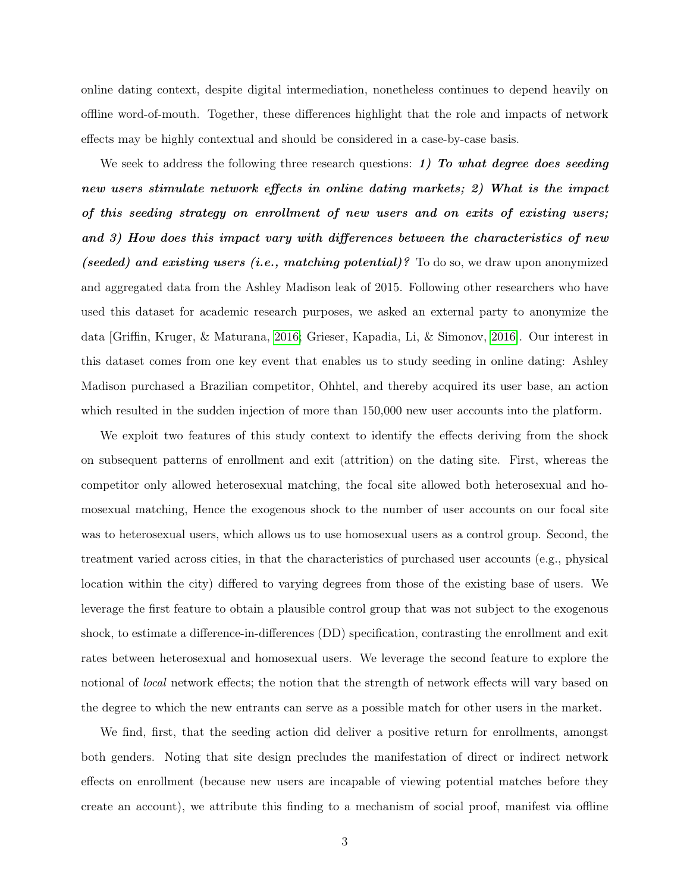online dating context, despite digital intermediation, nonetheless continues to depend heavily on offline word-of-mouth. Together, these differences highlight that the role and impacts of network effects may be highly contextual and should be considered in a case-by-case basis.

We seek to address the following three research questions: ***1) To what degree does seeding new users stimulate network effects in online dating markets; 2) What is the impact of this seeding strategy on enrollment of new users and on exits of existing users; and 3) How does this impact vary with differences between the characteristics of new (seeded) and existing users (i.e., matching potential)?*** To do so, we draw upon anonymized and aggregated data from the Ashley Madison leak of 2015. Following other researchers who have used this dataset for academic research purposes, we asked an external party to anonymize the data [Griffin, Kruger, & Maturana, 2016; Grieser, Kapadia, Li, & Simonov, 2016]. Our interest in this dataset comes from one key event that enables us to study seeding in online dating: Ashley Madison purchased a Brazilian competitor, Ohhtel, and thereby acquired its user base, an action which resulted in the sudden injection of more than 150,000 new user accounts into the platform.

We exploit two features of this study context to identify the effects deriving from the shock on subsequent patterns of enrollment and exit (attrition) on the dating site. First, whereas the competitor only allowed heterosexual matching, the focal site allowed both heterosexual and homosexual matching, Hence the exogenous shock to the number of user accounts on our focal site was to heterosexual users, which allows us to use homosexual users as a control group. Second, the treatment varied across cities, in that the characteristics of purchased user accounts (e.g., physical location within the city) differed to varying degrees from those of the existing base of users. We leverage the first feature to obtain a plausible control group that was not subject to the exogenous shock, to estimate a difference-in-differences (DD) specification, contrasting the enrollment and exit rates between heterosexual and homosexual users. We leverage the second feature to explore the notional of *local* network effects; the notion that the strength of network effects will vary based on the degree to which the new entrants can serve as a possible match for other users in the market.

We find, first, that the seeding action did deliver a positive return for enrollments, amongst both genders. Noting that site design precludes the manifestation of direct or indirect network effects on enrollment (because new users are incapable of viewing potential matches before they create an account), we attribute this finding to a mechanism of social proof, manifest via offline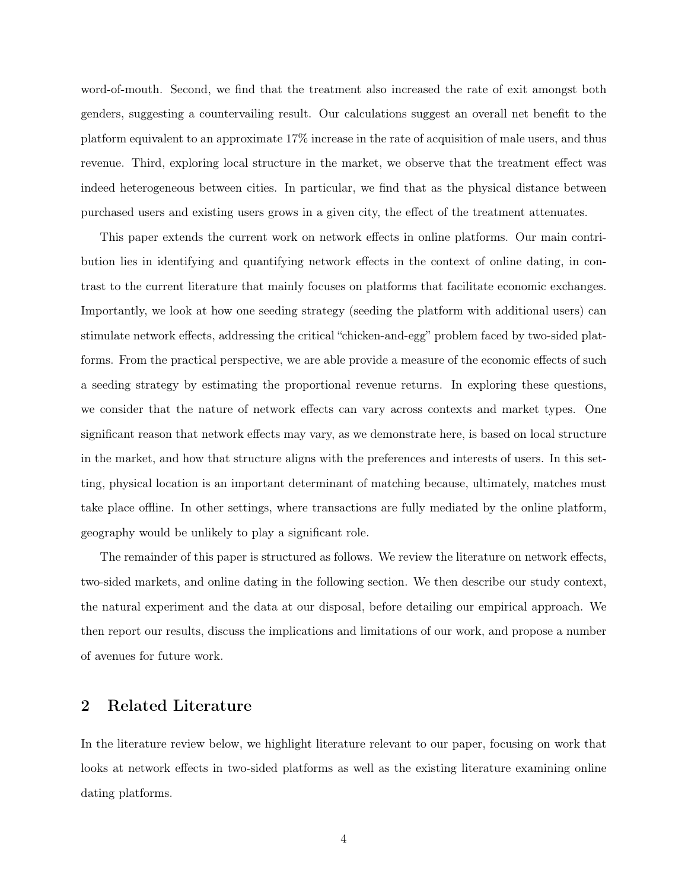word-of-mouth. Second, we find that the treatment also increased the rate of exit amongst both genders, suggesting a countervailing result. Our calculations suggest an overall net benefit to the platform equivalent to an approximate 17% increase in the rate of acquisition of male users, and thus revenue. Third, exploring local structure in the market, we observe that the treatment effect was indeed heterogeneous between cities. In particular, we find that as the physical distance between purchased users and existing users grows in a given city, the effect of the treatment attenuates.

This paper extends the current work on network effects in online platforms. Our main contribution lies in identifying and quantifying network effects in the context of online dating, in contrast to the current literature that mainly focuses on platforms that facilitate economic exchanges. Importantly, we look at how one seeding strategy (seeding the platform with additional users) can stimulate network effects, addressing the critical "chicken-and-egg" problem faced by two-sided platforms. From the practical perspective, we are able provide a measure of the economic effects of such a seeding strategy by estimating the proportional revenue returns. In exploring these questions, we consider that the nature of network effects can vary across contexts and market types. One significant reason that network effects may vary, as we demonstrate here, is based on local structure in the market, and how that structure aligns with the preferences and interests of users. In this setting, physical location is an important determinant of matching because, ultimately, matches must take place offline. In other settings, where transactions are fully mediated by the online platform, geography would be unlikely to play a significant role.

The remainder of this paper is structured as follows. We review the literature on network effects, two-sided markets, and online dating in the following section. We then describe our study context, the natural experiment and the data at our disposal, before detailing our empirical approach. We then report our results, discuss the implications and limitations of our work, and propose a number of avenues for future work.

## 2 Related Literature

In the literature review below, we highlight literature relevant to our paper, focusing on work that looks at network effects in two-sided platforms as well as the existing literature examining online dating platforms.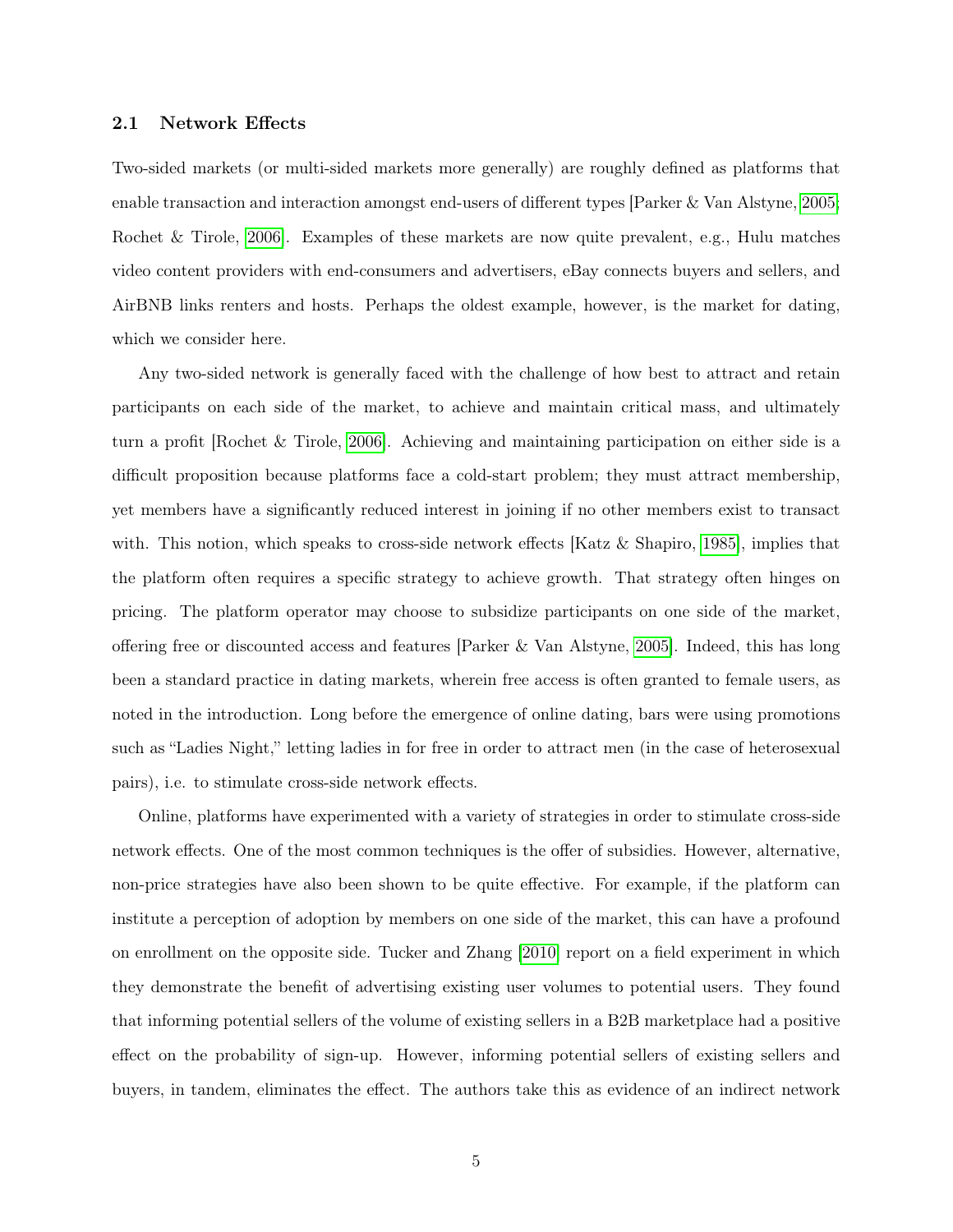### 2.1 Network Effects

Two-sided markets (or multi-sided markets more generally) are roughly defined as platforms that enable transaction and interaction amongst end-users of different types [Parker & Van Alstyne, 2005; Rochet & Tirole, 2006]. Examples of these markets are now quite prevalent, e.g., Hulu matches video content providers with end-consumers and advertisers, eBay connects buyers and sellers, and AirBNB links renters and hosts. Perhaps the oldest example, however, is the market for dating, which we consider here.

Any two-sided network is generally faced with the challenge of how best to attract and retain participants on each side of the market, to achieve and maintain critical mass, and ultimately turn a profit [Rochet & Tirole, 2006]. Achieving and maintaining participation on either side is a difficult proposition because platforms face a cold-start problem; they must attract membership, yet members have a significantly reduced interest in joining if no other members exist to transact with. This notion, which speaks to cross-side network effects [Katz & Shapiro, 1985], implies that the platform often requires a specific strategy to achieve growth. That strategy often hinges on pricing. The platform operator may choose to subsidize participants on one side of the market, offering free or discounted access and features [Parker & Van Alstyne, 2005]. Indeed, this has long been a standard practice in dating markets, wherein free access is often granted to female users, as noted in the introduction. Long before the emergence of online dating, bars were using promotions such as "Ladies Night," letting ladies in for free in order to attract men (in the case of heterosexual pairs), i.e. to stimulate cross-side network effects.

Online, platforms have experimented with a variety of strategies in order to stimulate cross-side network effects. One of the most common techniques is the offer of subsidies. However, alternative, non-price strategies have also been shown to be quite effective. For example, if the platform can institute a perception of adoption by members on one side of the market, this can have a profound on enrollment on the opposite side. Tucker and Zhang [2010] report on a field experiment in which they demonstrate the benefit of advertising existing user volumes to potential users. They found that informing potential sellers of the volume of existing sellers in a B2B marketplace had a positive effect on the probability of sign-up. However, informing potential sellers of existing sellers and buyers, in tandem, eliminates the effect. The authors take this as evidence of an indirect network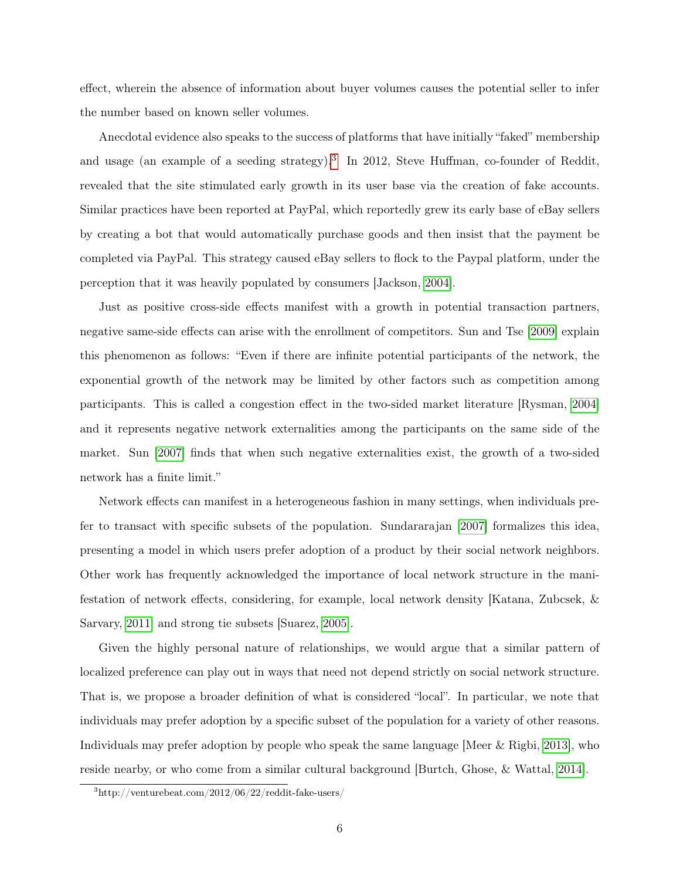effect, wherein the absence of information about buyer volumes causes the potential seller to infer the number based on known seller volumes.

Anecdotal evidence also speaks to the success of platforms that have initially "faked" membership and usage (an example of a seeding strategy).[3] In 2012, Steve Huffman, co-founder of Reddit, revealed that the site stimulated early growth in its user base via the creation of fake accounts. Similar practices have been reported at PayPal, which reportedly grew its early base of eBay sellers by creating a bot that would automatically purchase goods and then insist that the payment be completed via PayPal. This strategy caused eBay sellers to flock to the Paypal platform, under the perception that it was heavily populated by consumers [Jackson, 2004].

Just as positive cross-side effects manifest with a growth in potential transaction partners, negative same-side effects can arise with the enrollment of competitors. Sun and Tse [2009] explain this phenomenon as follows: "Even if there are infinite potential participants of the network, the exponential growth of the network may be limited by other factors such as competition among participants. This is called a congestion effect in the two-sided market literature [Rysman, 2004] and it represents negative network externalities among the participants on the same side of the market. Sun [2007] finds that when such negative externalities exist, the growth of a two-sided network has a finite limit."

Network effects can manifest in a heterogeneous fashion in many settings, when individuals prefer to transact with specific subsets of the population. Sundararajan [2007] formalizes this idea, presenting a model in which users prefer adoption of a product by their social network neighbors. Other work has frequently acknowledged the importance of local network structure in the manifestation of network effects, considering, for example, local network density [Katana, Zubcsek, & Sarvary, 2011] and strong tie subsets [Suarez, 2005].

Given the highly personal nature of relationships, we would argue that a similar pattern of localized preference can play out in ways that need not depend strictly on social network structure. That is, we propose a broader definition of what is considered "local". In particular, we note that individuals may prefer adoption by a specific subset of the population for a variety of other reasons. Individuals may prefer adoption by people who speak the same language [Meer & Rigbi, 2013], who reside nearby, or who come from a similar cultural background [Burtch, Ghose, & Wattal, 2014].

[3] http://venturebeat.com/2012/06/22/reddit-fake-users/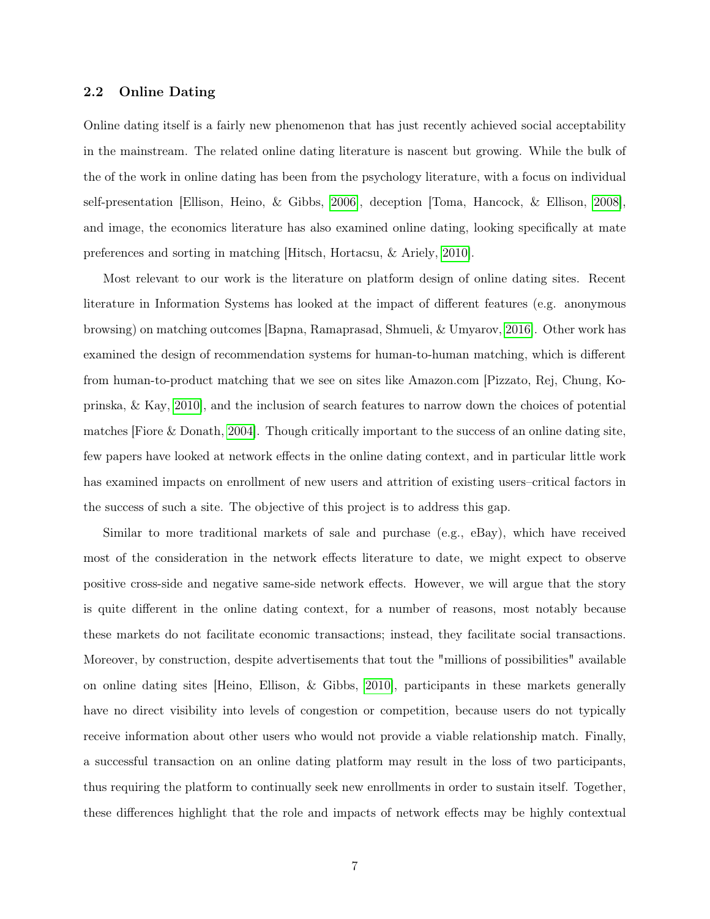### 2.2 Online Dating

Online dating itself is a fairly new phenomenon that has just recently achieved social acceptability in the mainstream. The related online dating literature is nascent but growing. While the bulk of the of the work in online dating has been from the psychology literature, with a focus on individual self-presentation [Ellison, Heino, & Gibbs, 2006], deception [Toma, Hancock, & Ellison, 2008], and image, the economics literature has also examined online dating, looking specifically at mate preferences and sorting in matching [Hitsch, Hortacsu, & Ariely, 2010].

Most relevant to our work is the literature on platform design of online dating sites. Recent literature in Information Systems has looked at the impact of different features (e.g. anonymous browsing) on matching outcomes [Bapna, Ramaprasad, Shmueli, & Umyarov, 2016]. Other work has examined the design of recommendation systems for human-to-human matching, which is different from human-to-product matching that we see on sites like Amazon.com [Pizzato, Rej, Chung, Koprinska, & Kay, 2010], and the inclusion of search features to narrow down the choices of potential matches [Fiore & Donath, 2004]. Though critically important to the success of an online dating site, few papers have looked at network effects in the online dating context, and in particular little work has examined impacts on enrollment of new users and attrition of existing users–critical factors in the success of such a site. The objective of this project is to address this gap.

Similar to more traditional markets of sale and purchase (e.g., eBay), which have received most of the consideration in the network effects literature to date, we might expect to observe positive cross-side and negative same-side network effects. However, we will argue that the story is quite different in the online dating context, for a number of reasons, most notably because these markets do not facilitate economic transactions; instead, they facilitate social transactions. Moreover, by construction, despite advertisements that tout the "millions of possibilities" available on online dating sites [Heino, Ellison, & Gibbs, 2010], participants in these markets generally have no direct visibility into levels of congestion or competition, because users do not typically receive information about other users who would not provide a viable relationship match. Finally, a successful transaction on an online dating platform may result in the loss of two participants, thus requiring the platform to continually seek new enrollments in order to sustain itself. Together, these differences highlight that the role and impacts of network effects may be highly contextual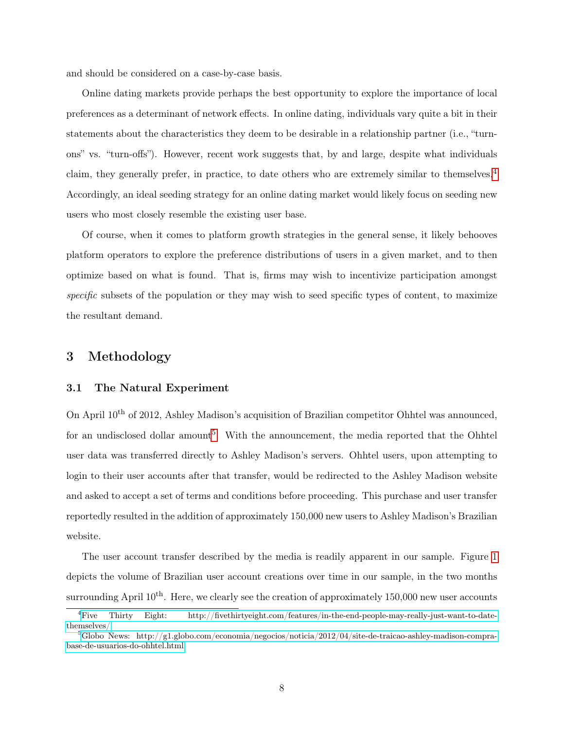and should be considered on a case-by-case basis.

Online dating markets provide perhaps the best opportunity to explore the importance of local preferences as a determinant of network effects. In online dating, individuals vary quite a bit in their statements about the characteristics they deem to be desirable in a relationship partner (i.e., "turn-ons" vs. "turn-offs"). However, recent work suggests that, by and large, despite what individuals claim, they generally prefer, in practice, to date others who are extremely similar to themselves.[4] Accordingly, an ideal seeding strategy for an online dating market would likely focus on seeding new users who most closely resemble the existing user base.

Of course, when it comes to platform growth strategies in the general sense, it likely behooves platform operators to explore the preference distributions of users in a given market, and to then optimize based on what is found. That is, firms may wish to incentivize participation amongst *specific* subsets of the population or they may wish to seed specific types of content, to maximize the resultant demand.

# 3 Methodology

## 3.1 The Natural Experiment

On April 10th of 2012, Ashley Madison's acquisition of Brazilian competitor Ohhtel was announced, for an undisclosed dollar amount[5]. With the announcement, the media reported that the Ohhtel user data was transferred directly to Ashley Madison's servers. Ohhtel users, upon attempting to login to their user accounts after that transfer, would be redirected to the Ashley Madison website and asked to accept a set of terms and conditions before proceeding. This purchase and user transfer reportedly resulted in the addition of approximately 150,000 new users to Ashley Madison's Brazilian website.

The user account transfer described by the media is readily apparent in our sample. Figure 1 depicts the volume of Brazilian user account creations over time in our sample, in the two months surrounding April 10th. Here, we clearly see the creation of approximately 150,000 new user accounts

[4] Five Thirty Eight: http://fivethirtyeight.com/features/in-the-end-people-may-really-just-want-to-date-themselves/

[5] Globo News: http://g1.globo.com/economia/negocios/noticia/2012/04/site-de-traicao-ashley-madison-compra-base-de-usuarios-do-ohhtel.html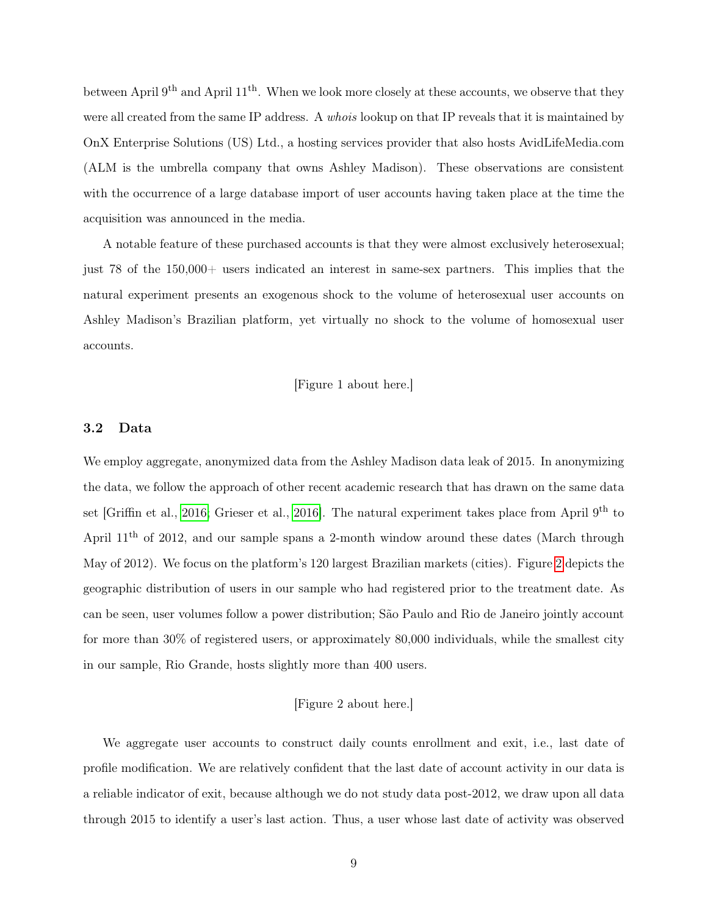between April 9$^{th}$ and April 11$^{th}$. When we look more closely at these accounts, we observe that they were all created from the same IP address. A *whois* lookup on that IP reveals that it is maintained by OnX Enterprise Solutions (US) Ltd., a hosting services provider that also hosts AvidLifeMedia.com (ALM is the umbrella company that owns Ashley Madison). These observations are consistent with the occurrence of a large database import of user accounts having taken place at the time the acquisition was announced in the media.

A notable feature of these purchased accounts is that they were almost exclusively heterosexual; just 78 of the 150,000+ users indicated an interest in same-sex partners. This implies that the natural experiment presents an exogenous shock to the volume of heterosexual user accounts on Ashley Madison's Brazilian platform, yet virtually no shock to the volume of homosexual user accounts.

[Figure 1 about here.]

### 3.2 Data

We employ aggregate, anonymized data from the Ashley Madison data leak of 2015. In anonymizing the data, we follow the approach of other recent academic research that has drawn on the same data set [Griffin et al., 2016; Grieser et al., 2016]. The natural experiment takes place from April 9$^{th}$ to April 11$^{th}$ of 2012, and our sample spans a 2-month window around these dates (March through May of 2012). We focus on the platform's 120 largest Brazilian markets (cities). Figure 2 depicts the geographic distribution of users in our sample who had registered prior to the treatment date. As can be seen, user volumes follow a power distribution; São Paulo and Rio de Janeiro jointly account for more than 30% of registered users, or approximately 80,000 individuals, while the smallest city in our sample, Rio Grande, hosts slightly more than 400 users.

[Figure 2 about here.]

We aggregate user accounts to construct daily counts enrollment and exit, i.e., last date of profile modification. We are relatively confident that the last date of account activity in our data is a reliable indicator of exit, because although we do not study data post-2012, we draw upon all data through 2015 to identify a user's last action. Thus, a user whose last date of activity was observed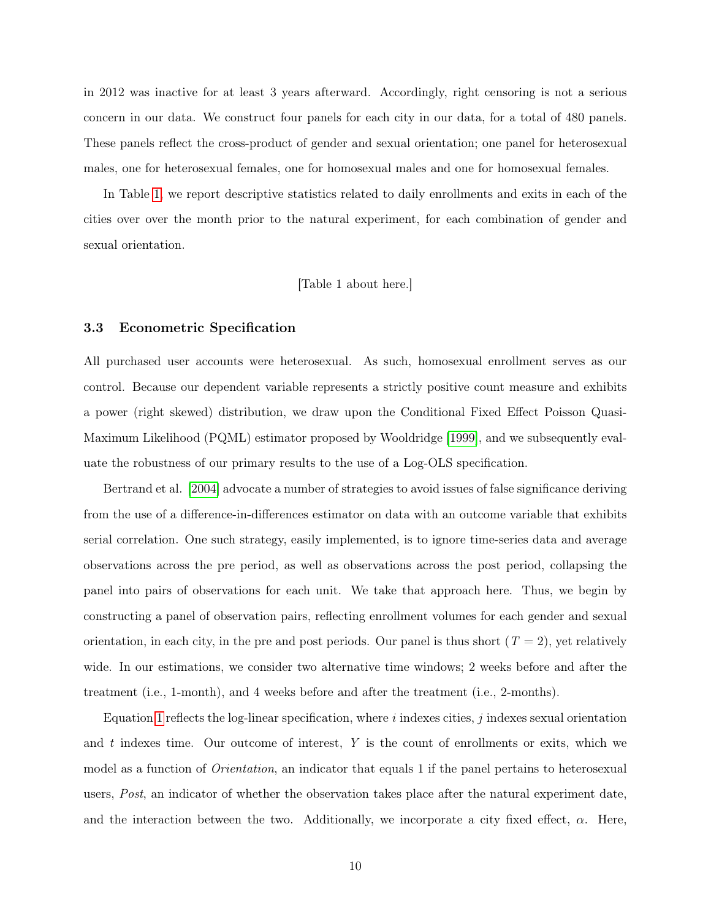in 2012 was inactive for at least 3 years afterward. Accordingly, right censoring is not a serious concern in our data. We construct four panels for each city in our data, for a total of 480 panels. These panels reflect the cross-product of gender and sexual orientation; one panel for heterosexual males, one for heterosexual females, one for homosexual males and one for homosexual females.

In Table 1, we report descriptive statistics related to daily enrollments and exits in each of the cities over over the month prior to the natural experiment, for each combination of gender and sexual orientation.

[Table 1 about here.]

### 3.3 Econometric Specification

All purchased user accounts were heterosexual. As such, homosexual enrollment serves as our control. Because our dependent variable represents a strictly positive count measure and exhibits a power (right skewed) distribution, we draw upon the Conditional Fixed Effect Poisson Quasi-Maximum Likelihood (PQML) estimator proposed by Wooldridge [1999], and we subsequently evaluate the robustness of our primary results to the use of a Log-OLS specification.

Bertrand et al. [2004] advocate a number of strategies to avoid issues of false significance deriving from the use of a difference-in-differences estimator on data with an outcome variable that exhibits serial correlation. One such strategy, easily implemented, is to ignore time-series data and average observations across the pre period, as well as observations across the post period, collapsing the panel into pairs of observations for each unit. We take that approach here. Thus, we begin by constructing a panel of observation pairs, reflecting enrollment volumes for each gender and sexual orientation, in each city, in the pre and post periods. Our panel is thus short ($T = 2$), yet relatively wide. In our estimations, we consider two alternative time windows; 2 weeks before and after the treatment (i.e., 1-month), and 4 weeks before and after the treatment (i.e., 2-months).

Equation 1 reflects the log-linear specification, where $i$ indexes cities, $j$ indexes sexual orientation and $t$ indexes time. Our outcome of interest, $Y$ is the count of enrollments or exits, which we model as a function of *Orientation*, an indicator that equals 1 if the panel pertains to heterosexual users, *Post*, an indicator of whether the observation takes place after the natural experiment date, and the interaction between the two. Additionally, we incorporate a city fixed effect, $\alpha$. Here,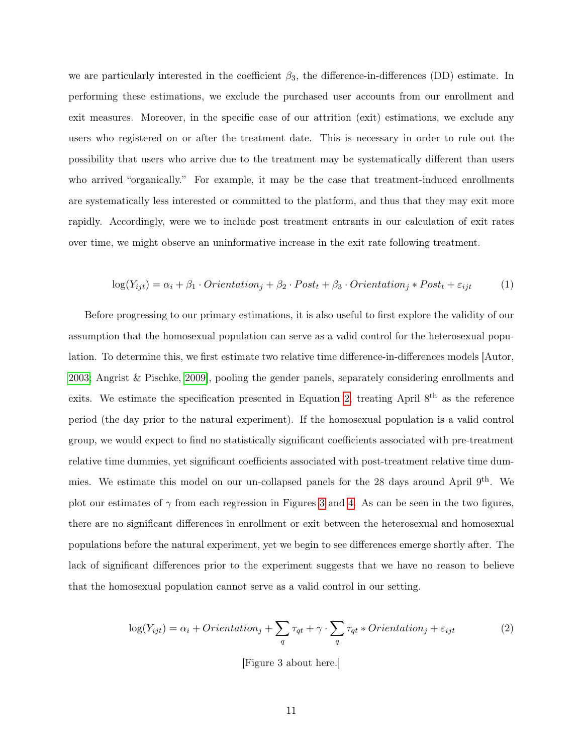we are particularly interested in the coefficient $\beta_3$, the difference-in-differences (DD) estimate. In performing these estimations, we exclude the purchased user accounts from our enrollment and exit measures. Moreover, in the specific case of our attrition (exit) estimations, we exclude any users who registered on or after the treatment date. This is necessary in order to rule out the possibility that users who arrive due to the treatment may be systematically different than users who arrived "organically." For example, it may be the case that treatment-induced enrollments are systematically less interested or committed to the platform, and thus that they may exit more rapidly. Accordingly, were we to include post treatment entrants in our calculation of exit rates over time, we might observe an uninformative increase in the exit rate following treatment.

$$\log(Y_{ijt}) = \alpha_i + \beta_1 \cdot Orientation_j + \beta_2 \cdot Post_t + \beta_3 \cdot Orientation_j * Post_t + \varepsilon_{ijt} \tag{1}$$

Before progressing to our primary estimations, it is also useful to first explore the validity of our assumption that the homosexual population can serve as a valid control for the heterosexual population. To determine this, we first estimate two relative time difference-in-differences models [Autor, 2003; Angrist & Pischke, 2009], pooling the gender panels, separately considering enrollments and exits. We estimate the specification presented in Equation 2, treating April 8th as the reference period (the day prior to the natural experiment). If the homosexual population is a valid control group, we would expect to find no statistically significant coefficients associated with pre-treatment relative time dummies, yet significant coefficients associated with post-treatment relative time dummies. We estimate this model on our un-collapsed panels for the 28 days around April 9th. We plot our estimates of $\gamma$ from each regression in Figures 3 and 4. As can be seen in the two figures, there are no significant differences in enrollment or exit between the heterosexual and homosexual populations before the natural experiment, yet we begin to see differences emerge shortly after. The lack of significant differences prior to the experiment suggests that we have no reason to believe that the homosexual population cannot serve as a valid control in our setting.

$$\log(Y_{ijt}) = \alpha_i + Orientation_j + \sum_q \tau_{qt} + \gamma \cdot \sum_q \tau_{qt} * Orientation_j + \varepsilon_{ijt} \tag{2}$$

[Figure 3 about here.]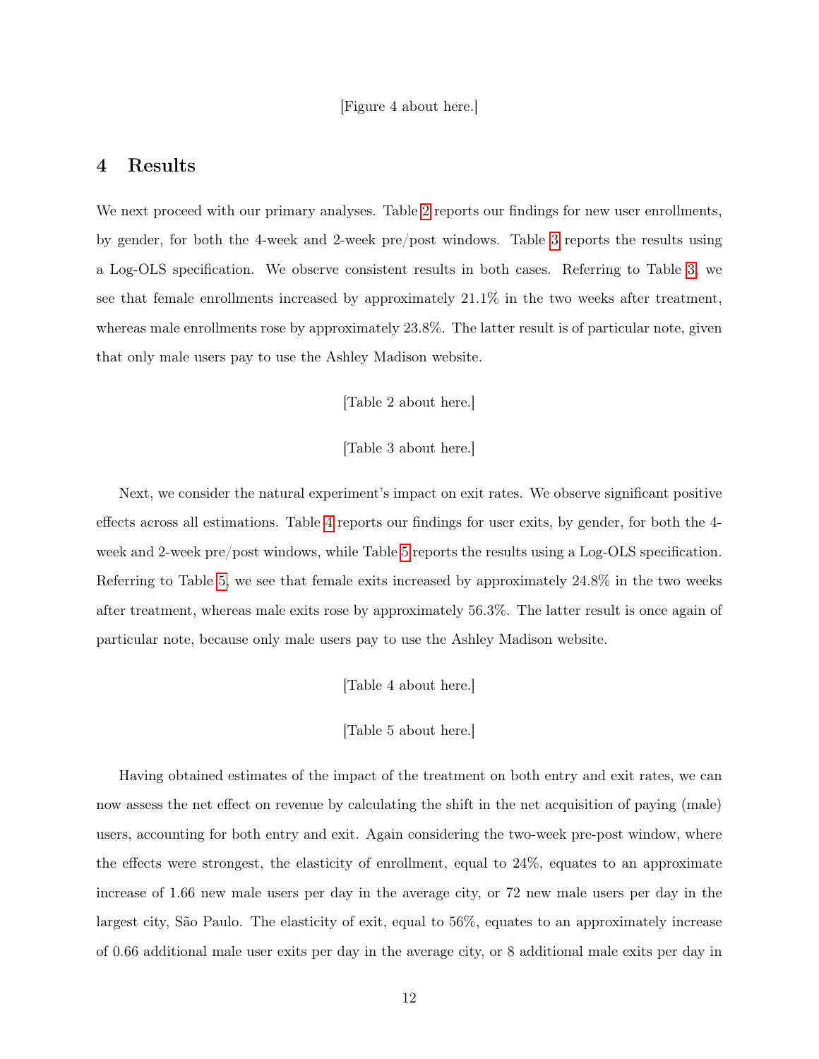[Figure 4 about here.]

## 4 Results

We next proceed with our primary analyses. Table 2 reports our findings for new user enrollments, by gender, for both the 4-week and 2-week pre/post windows. Table 3 reports the results using a Log-OLS specification. We observe consistent results in both cases. Referring to Table 3, we see that female enrollments increased by approximately 21.1% in the two weeks after treatment, whereas male enrollments rose by approximately 23.8%. The latter result is of particular note, given that only male users pay to use the Ashley Madison website.

[Table 2 about here.]

[Table 3 about here.]

Next, we consider the natural experiment's impact on exit rates. We observe significant positive effects across all estimations. Table 4 reports our findings for user exits, by gender, for both the 4-week and 2-week pre/post windows, while Table 5 reports the results using a Log-OLS specification. Referring to Table 5, we see that female exits increased by approximately 24.8% in the two weeks after treatment, whereas male exits rose by approximately 56.3%. The latter result is once again of particular note, because only male users pay to use the Ashley Madison website.

[Table 4 about here.]

[Table 5 about here.]

Having obtained estimates of the impact of the treatment on both entry and exit rates, we can now assess the net effect on revenue by calculating the shift in the net acquisition of paying (male) users, accounting for both entry and exit. Again considering the two-week pre-post window, where the effects were strongest, the elasticity of enrollment, equal to 24%, equates to an approximate increase of 1.66 new male users per day in the average city, or 72 new male users per day in the largest city, São Paulo. The elasticity of exit, equal to 56%, equates to an approximately increase of 0.66 additional male user exits per day in the average city, or 8 additional male exits per day in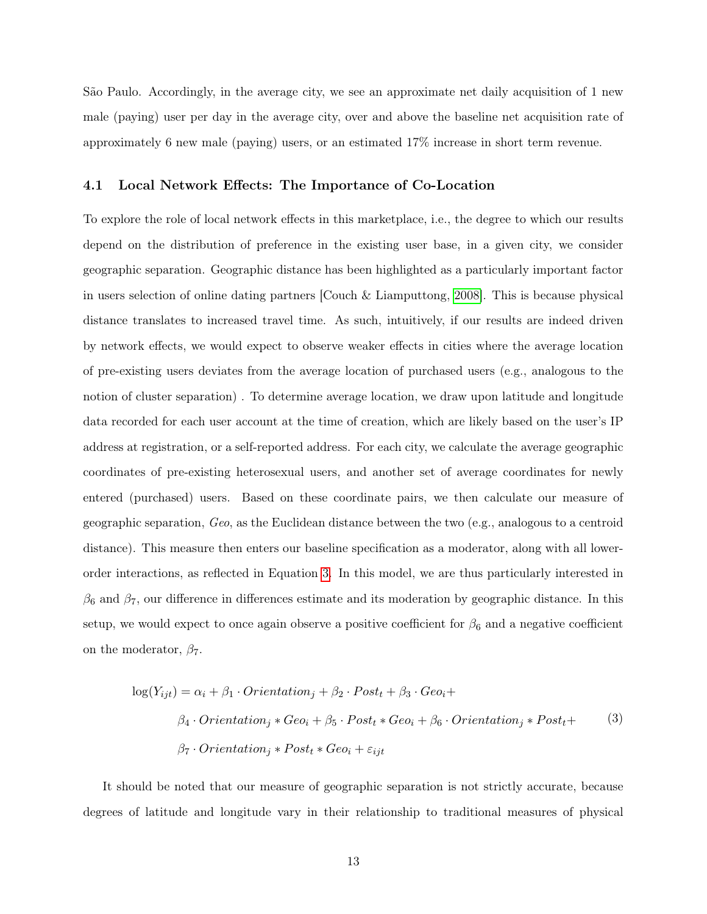São Paulo. Accordingly, in the average city, we see an approximate net daily acquisition of 1 new male (paying) user per day in the average city, over and above the baseline net acquisition rate of approximately 6 new male (paying) users, or an estimated 17% increase in short term revenue.

### 4.1 Local Network Effects: The Importance of Co-Location

To explore the role of local network effects in this marketplace, i.e., the degree to which our results depend on the distribution of preference in the existing user base, in a given city, we consider geographic separation. Geographic distance has been highlighted as a particularly important factor in users selection of online dating partners [Couch & Liamputtong, 2008]. This is because physical distance translates to increased travel time. As such, intuitively, if our results are indeed driven by network effects, we would expect to observe weaker effects in cities where the average location of pre-existing users deviates from the average location of purchased users (e.g., analogous to the notion of cluster separation) . To determine average location, we draw upon latitude and longitude data recorded for each user account at the time of creation, which are likely based on the user's IP address at registration, or a self-reported address. For each city, we calculate the average geographic coordinates of pre-existing heterosexual users, and another set of average coordinates for newly entered (purchased) users. Based on these coordinate pairs, we then calculate our measure of geographic separation, *Geo*, as the Euclidean distance between the two (e.g., analogous to a centroid distance). This measure then enters our baseline specification as a moderator, along with all lower-order interactions, as reflected in Equation 3. In this model, we are thus particularly interested in $\beta_6$ and $\beta_7$, our difference in differences estimate and its moderation by geographic distance. In this setup, we would expect to once again observe a positive coefficient for $\beta_6$ and a negative coefficient on the moderator, $\beta_7$.

$$
\begin{aligned}
\log(Y_{ijt}) = \alpha_i + \beta_1 \cdot Orientation_j + \beta_2 \cdot Post_t + \beta_3 \cdot Geo_i + \\
\beta_4 \cdot Orientation_j * Geo_i + \beta_5 \cdot Post_t * Geo_i + \beta_6 \cdot Orientation_j * Post_t + \\
\beta_7 \cdot Orientation_j * Post_t * Geo_i + \varepsilon_{ijt}
\end{aligned} \tag{3}
$$

It should be noted that our measure of geographic separation is not strictly accurate, because degrees of latitude and longitude vary in their relationship to traditional measures of physical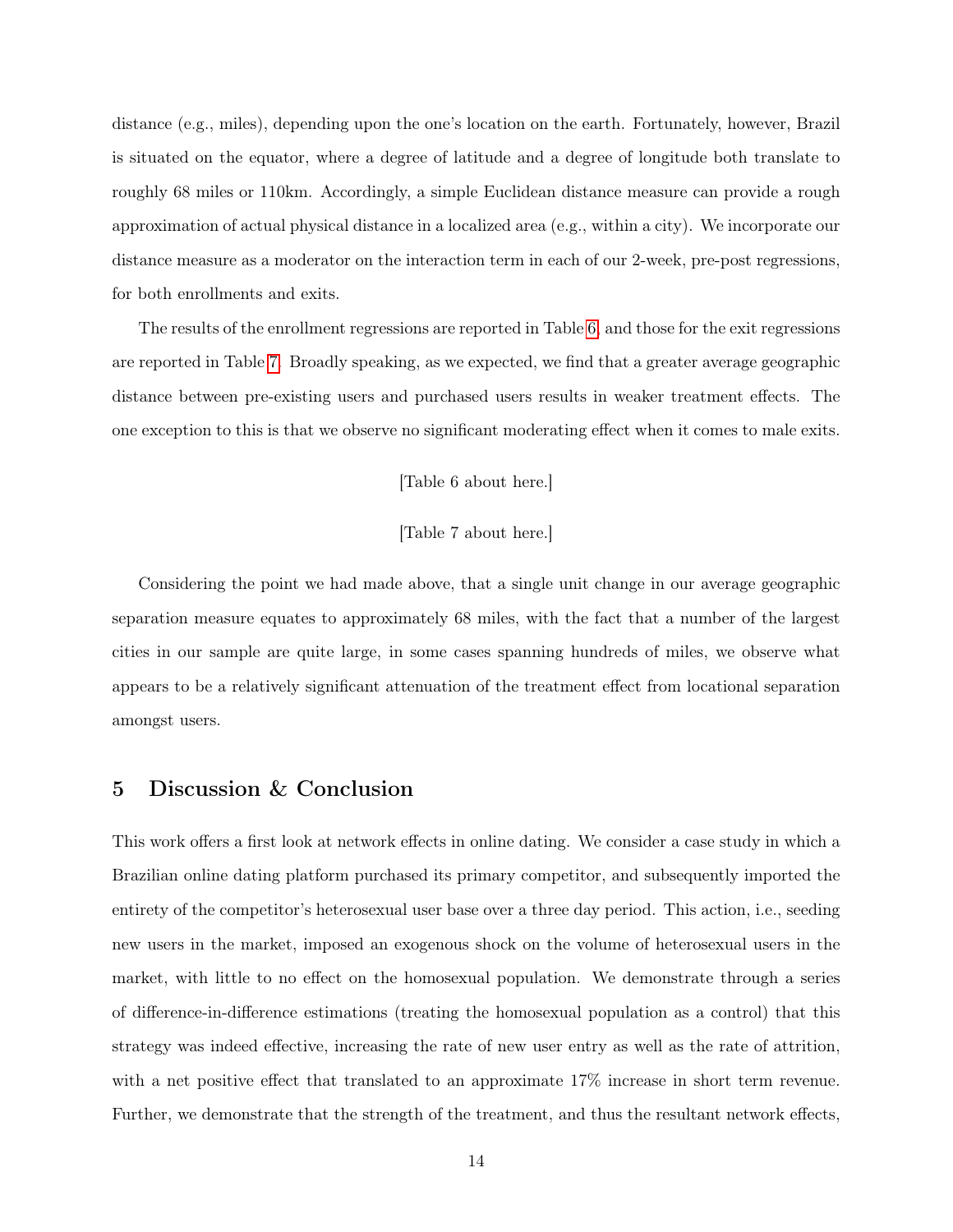distance (e.g., miles), depending upon the one's location on the earth. Fortunately, however, Brazil is situated on the equator, where a degree of latitude and a degree of longitude both translate to roughly 68 miles or 110km. Accordingly, a simple Euclidean distance measure can provide a rough approximation of actual physical distance in a localized area (e.g., within a city). We incorporate our distance measure as a moderator on the interaction term in each of our 2-week, pre-post regressions, for both enrollments and exits.

The results of the enrollment regressions are reported in Table 6, and those for the exit regressions are reported in Table 7. Broadly speaking, as we expected, we find that a greater average geographic distance between pre-existing users and purchased users results in weaker treatment effects. The one exception to this is that we observe no significant moderating effect when it comes to male exits.

[Table 6 about here.]

[Table 7 about here.]

Considering the point we had made above, that a single unit change in our average geographic separation measure equates to approximately 68 miles, with the fact that a number of the largest cities in our sample are quite large, in some cases spanning hundreds of miles, we observe what appears to be a relatively significant attenuation of the treatment effect from locational separation amongst users.

## 5 Discussion & Conclusion

This work offers a first look at network effects in online dating. We consider a case study in which a Brazilian online dating platform purchased its primary competitor, and subsequently imported the entirety of the competitor's heterosexual user base over a three day period. This action, i.e., seeding new users in the market, imposed an exogenous shock on the volume of heterosexual users in the market, with little to no effect on the homosexual population. We demonstrate through a series of difference-in-difference estimations (treating the homosexual population as a control) that this strategy was indeed effective, increasing the rate of new user entry as well as the rate of attrition, with a net positive effect that translated to an approximate 17% increase in short term revenue. Further, we demonstrate that the strength of the treatment, and thus the resultant network effects,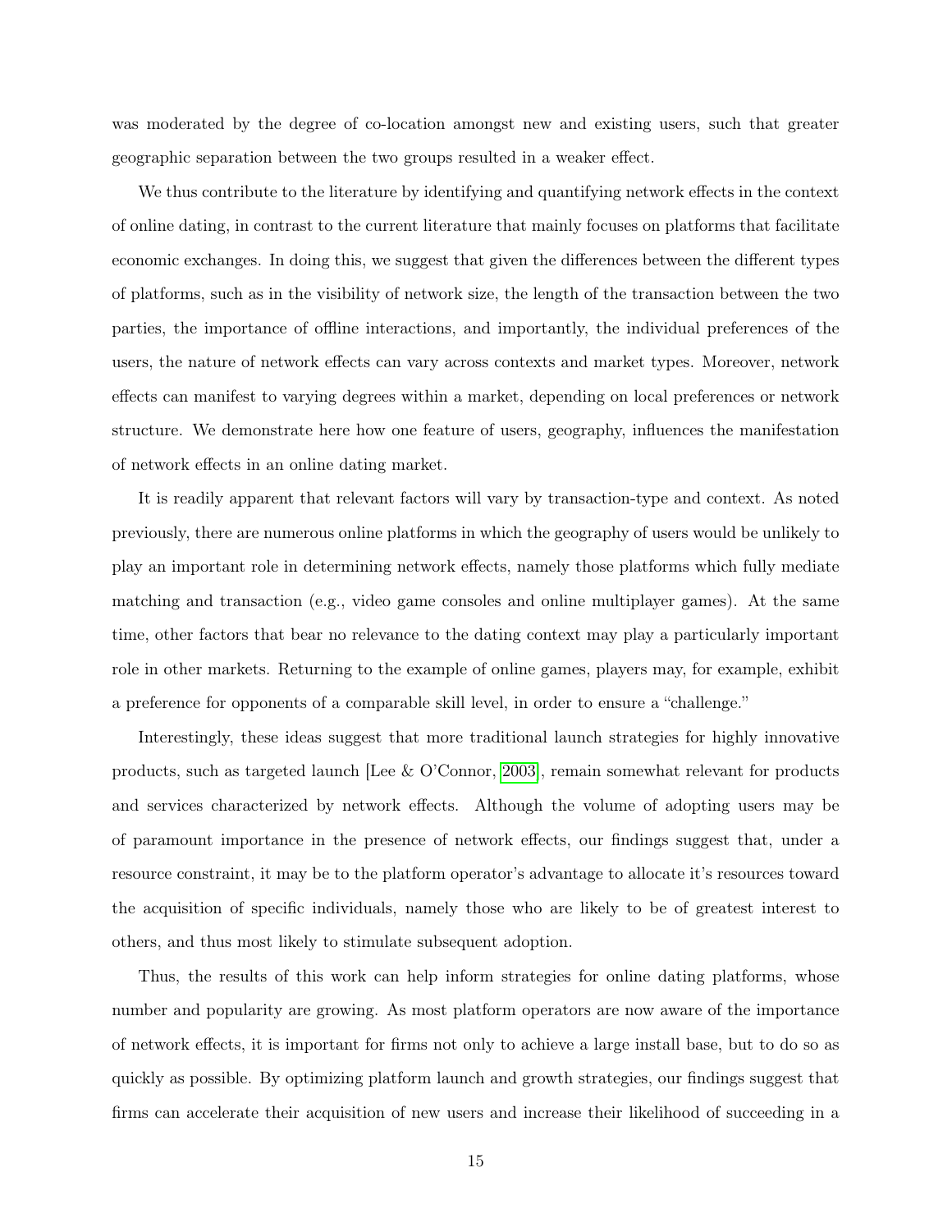was moderated by the degree of co-location amongst new and existing users, such that greater geographic separation between the two groups resulted in a weaker effect.

We thus contribute to the literature by identifying and quantifying network effects in the context of online dating, in contrast to the current literature that mainly focuses on platforms that facilitate economic exchanges. In doing this, we suggest that given the differences between the different types of platforms, such as in the visibility of network size, the length of the transaction between the two parties, the importance of offline interactions, and importantly, the individual preferences of the users, the nature of network effects can vary across contexts and market types. Moreover, network effects can manifest to varying degrees within a market, depending on local preferences or network structure. We demonstrate here how one feature of users, geography, influences the manifestation of network effects in an online dating market.

It is readily apparent that relevant factors will vary by transaction-type and context. As noted previously, there are numerous online platforms in which the geography of users would be unlikely to play an important role in determining network effects, namely those platforms which fully mediate matching and transaction (e.g., video game consoles and online multiplayer games). At the same time, other factors that bear no relevance to the dating context may play a particularly important role in other markets. Returning to the example of online games, players may, for example, exhibit a preference for opponents of a comparable skill level, in order to ensure a "challenge."

Interestingly, these ideas suggest that more traditional launch strategies for highly innovative products, such as targeted launch [Lee & O'Connor, 2003], remain somewhat relevant for products and services characterized by network effects. Although the volume of adopting users may be of paramount importance in the presence of network effects, our findings suggest that, under a resource constraint, it may be to the platform operator's advantage to allocate it's resources toward the acquisition of specific individuals, namely those who are likely to be of greatest interest to others, and thus most likely to stimulate subsequent adoption.

Thus, the results of this work can help inform strategies for online dating platforms, whose number and popularity are growing. As most platform operators are now aware of the importance of network effects, it is important for firms not only to achieve a large install base, but to do so as quickly as possible. By optimizing platform launch and growth strategies, our findings suggest that firms can accelerate their acquisition of new users and increase their likelihood of succeeding in a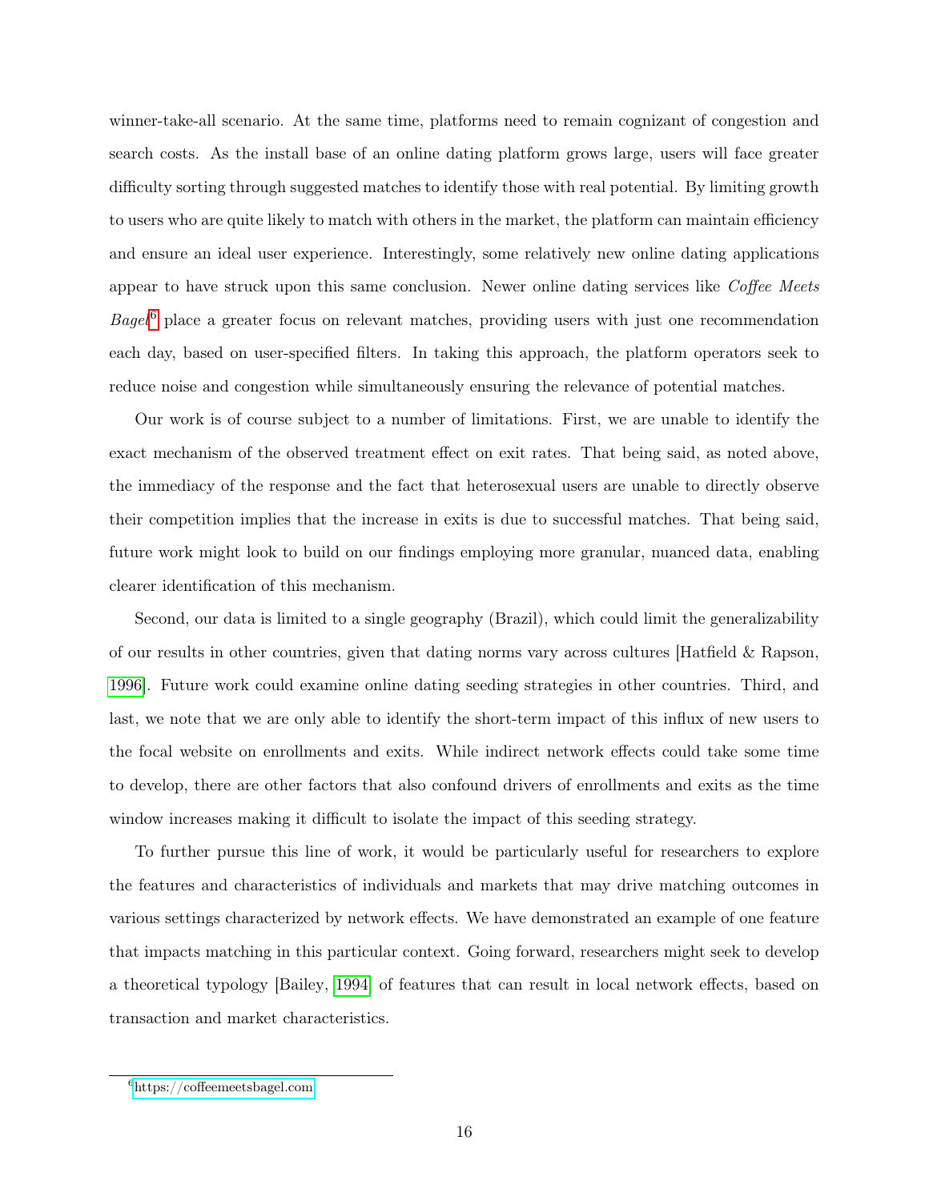winner-take-all scenario. At the same time, platforms need to remain cognizant of congestion and search costs. As the install base of an online dating platform grows large, users will face greater difficulty sorting through suggested matches to identify those with real potential. By limiting growth to users who are quite likely to match with others in the market, the platform can maintain efficiency and ensure an ideal user experience. Interestingly, some relatively new online dating applications appear to have struck upon this same conclusion. Newer online dating services like *Coffee Meets Bagel*[6] place a greater focus on relevant matches, providing users with just one recommendation each day, based on user-specified filters. In taking this approach, the platform operators seek to reduce noise and congestion while simultaneously ensuring the relevance of potential matches.

Our work is of course subject to a number of limitations. First, we are unable to identify the exact mechanism of the observed treatment effect on exit rates. That being said, as noted above, the immediacy of the response and the fact that heterosexual users are unable to directly observe their competition implies that the increase in exits is due to successful matches. That being said, future work might look to build on our findings employing more granular, nuanced data, enabling clearer identification of this mechanism.

Second, our data is limited to a single geography (Brazil), which could limit the generalizability of our results in other countries, given that dating norms vary across cultures [Hatfield & Rapson, 1996]. Future work could examine online dating seeding strategies in other countries. Third, and last, we note that we are only able to identify the short-term impact of this influx of new users to the focal website on enrollments and exits. While indirect network effects could take some time to develop, there are other factors that also confound drivers of enrollments and exits as the time window increases making it difficult to isolate the impact of this seeding strategy.

To further pursue this line of work, it would be particularly useful for researchers to explore the features and characteristics of individuals and markets that may drive matching outcomes in various settings characterized by network effects. We have demonstrated an example of one feature that impacts matching in this particular context. Going forward, researchers might seek to develop a theoretical typology [Bailey, 1994] of features that can result in local network effects, based on transaction and market characteristics.

---

[6] https://coffeemeetsbagel.com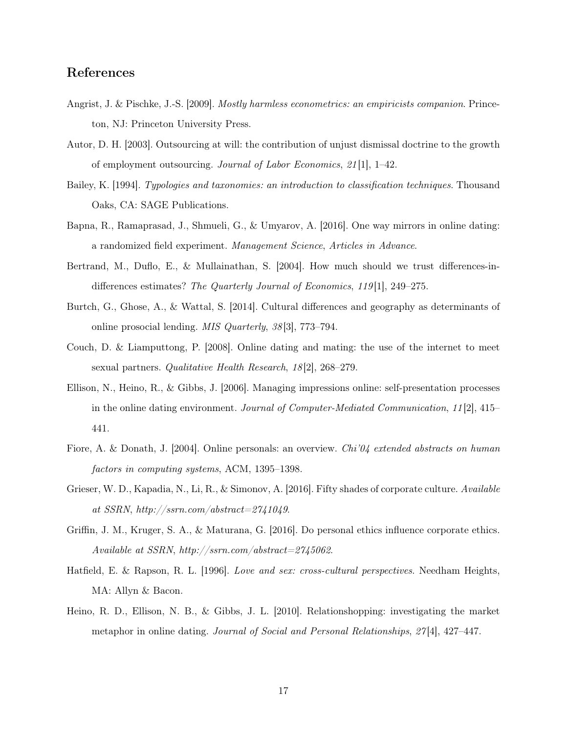## References

Angrist, J. & Pischke, J.-S. [2009]. *Mostly harmless econometrics: an empiricists companion*. Princeton, NJ: Princeton University Press.

Autor, D. H. [2003]. Outsourcing at will: the contribution of unjust dismissal doctrine to the growth of employment outsourcing. *Journal of Labor Economics*, *21*[1], 1–42.

Bailey, K. [1994]. *Typologies and taxonomies: an introduction to classification techniques*. Thousand Oaks, CA: SAGE Publications.

Bapna, R., Ramaprasad, J., Shmueli, G., & Umyarov, A. [2016]. One way mirrors in online dating: a randomized field experiment. *Management Science*, *Articles in Advance*.

Bertrand, M., Duflo, E., & Mullainathan, S. [2004]. How much should we trust differences-in-differences estimates? *The Quarterly Journal of Economics*, *119*[1], 249–275.

Burtch, G., Ghose, A., & Wattal, S. [2014]. Cultural differences and geography as determinants of online prosocial lending. *MIS Quarterly*, *38*[3], 773–794.

Couch, D. & Liamputtong, P. [2008]. Online dating and mating: the use of the internet to meet sexual partners. *Qualitative Health Research*, *18*[2], 268–279.

Ellison, N., Heino, R., & Gibbs, J. [2006]. Managing impressions online: self-presentation processes in the online dating environment. *Journal of Computer-Mediated Communication*, *11*[2], 415–441.

Fiore, A. & Donath, J. [2004]. Online personals: an overview. *Chi'04 extended abstracts on human factors in computing systems*, ACM, 1395–1398.

Grieser, W. D., Kapadia, N., Li, R., & Simonov, A. [2016]. Fifty shades of corporate culture. *Available at SSRN, http://ssrn.com/abstract=2741049*.

Griffin, J. M., Kruger, S. A., & Maturana, G. [2016]. Do personal ethics influence corporate ethics. *Available at SSRN, http://ssrn.com/abstract=2745062*.

Hatfield, E. & Rapson, R. L. [1996]. *Love and sex: cross-cultural perspectives*. Needham Heights, MA: Allyn & Bacon.

Heino, R. D., Ellison, N. B., & Gibbs, J. L. [2010]. Relationshopping: investigating the market metaphor in online dating. *Journal of Social and Personal Relationships*, *27*[4], 427–447.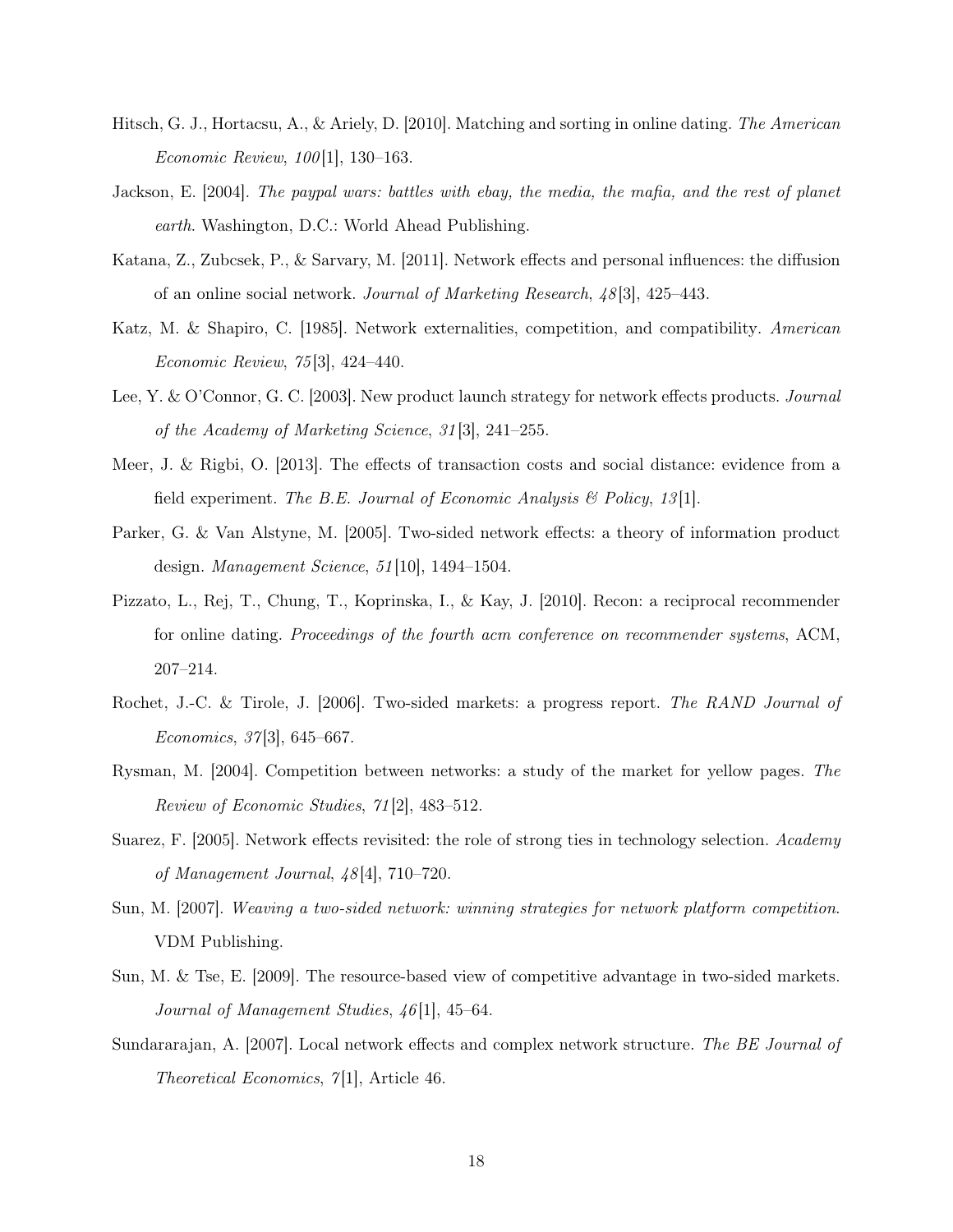Hitsch, G. J., Hortacsu, A., & Ariely, D. [2010]. Matching and sorting in online dating. *The American Economic Review*, *100*[1], 130–163.

Jackson, E. [2004]. *The paypal wars: battles with ebay, the media, the mafia, and the rest of planet earth*. Washington, D.C.: World Ahead Publishing.

Katana, Z., Zubcsek, P., & Sarvary, M. [2011]. Network effects and personal influences: the diffusion of an online social network. *Journal of Marketing Research*, *48*[3], 425–443.

Katz, M. & Shapiro, C. [1985]. Network externalities, competition, and compatibility. *American Economic Review*, *75*[3], 424–440.

Lee, Y. & O'Connor, G. C. [2003]. New product launch strategy for network effects products. *Journal of the Academy of Marketing Science*, *31*[3], 241–255.

Meer, J. & Rigbi, O. [2013]. The effects of transaction costs and social distance: evidence from a field experiment. *The B.E. Journal of Economic Analysis & Policy*, *13*[1].

Parker, G. & Van Alstyne, M. [2005]. Two-sided network effects: a theory of information product design. *Management Science*, *51*[10], 1494–1504.

Pizzato, L., Rej, T., Chung, T., Koprinska, I., & Kay, J. [2010]. Recon: a reciprocal recommender for online dating. *Proceedings of the fourth acm conference on recommender systems*, ACM, 207–214.

Rochet, J.-C. & Tirole, J. [2006]. Two-sided markets: a progress report. *The RAND Journal of Economics*, *37*[3], 645–667.

Rysman, M. [2004]. Competition between networks: a study of the market for yellow pages. *The Review of Economic Studies*, *71*[2], 483–512.

Suarez, F. [2005]. Network effects revisited: the role of strong ties in technology selection. *Academy of Management Journal*, *48*[4], 710–720.

Sun, M. [2007]. *Weaving a two-sided network: winning strategies for network platform competition*. VDM Publishing.

Sun, M. & Tse, E. [2009]. The resource-based view of competitive advantage in two-sided markets. *Journal of Management Studies*, *46*[1], 45–64.

Sundararajan, A. [2007]. Local network effects and complex network structure. *The BE Journal of Theoretical Economics*, *7*[1], Article 46.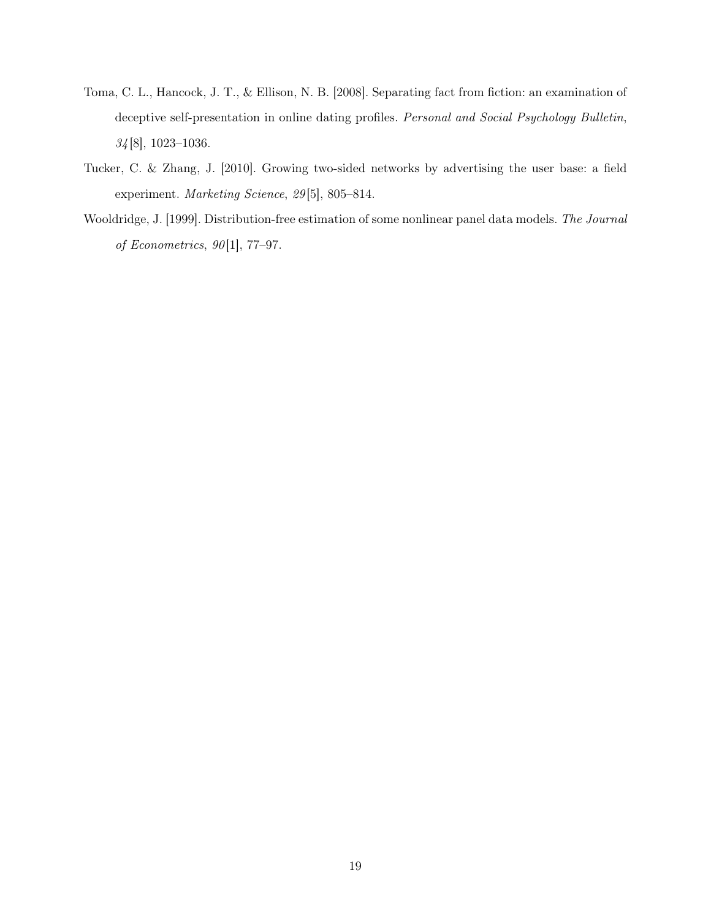Toma, C. L., Hancock, J. T., & Ellison, N. B. [2008]. Separating fact from fiction: an examination of deceptive self-presentation in online dating profiles. *Personal and Social Psychology Bulletin*, *34*[8], 1023–1036.

Tucker, C. & Zhang, J. [2010]. Growing two-sided networks by advertising the user base: a field experiment. *Marketing Science*, *29*[5], 805–814.

Wooldridge, J. [1999]. Distribution-free estimation of some nonlinear panel data models. *The Journal of Econometrics*, *90*[1], 77–97.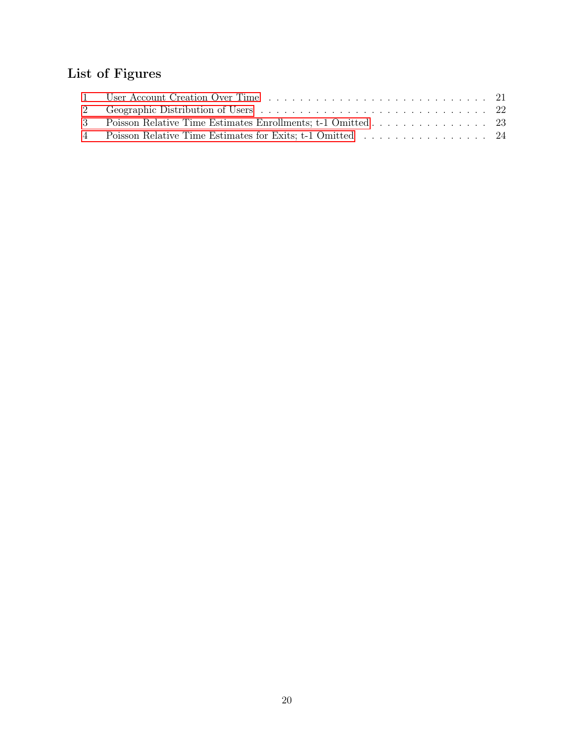## List of Figures

1 User Account Creation Over Time . . . . . . . . . . . . . . . . . . . . . . . . . . . . . 21
2 Geographic Distribution of Users . . . . . . . . . . . . . . . . . . . . . . . . . . . . . 22
3 Poisson Relative Time Estimates Enrollments; t-1 Omitted . . . . . . . . . . . . . . . . 23
4 Poisson Relative Time Estimates for Exits; t-1 Omitted . . . . . . . . . . . . . . . . . 24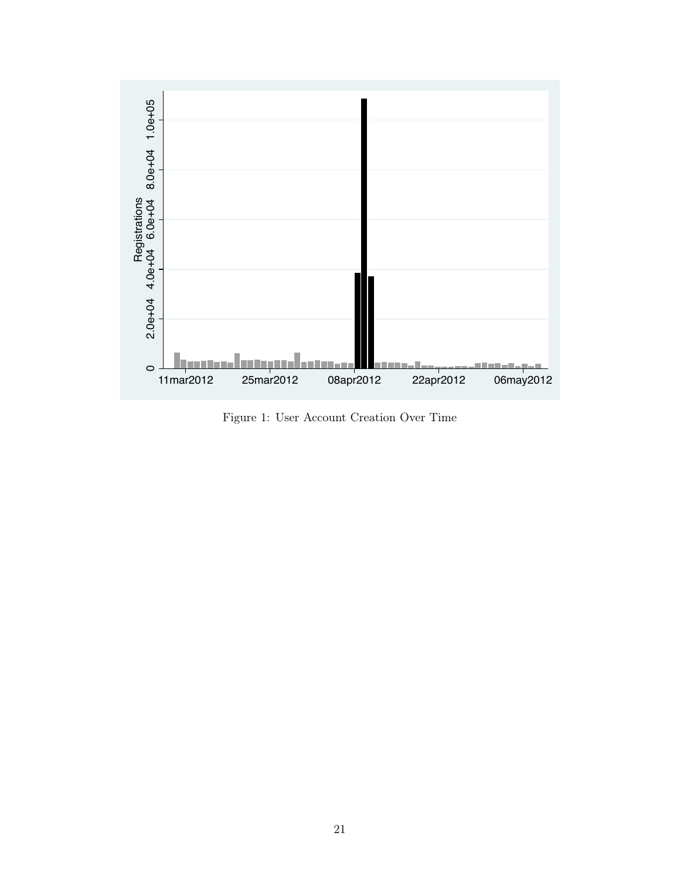Figure 1: User Account Creation Over Time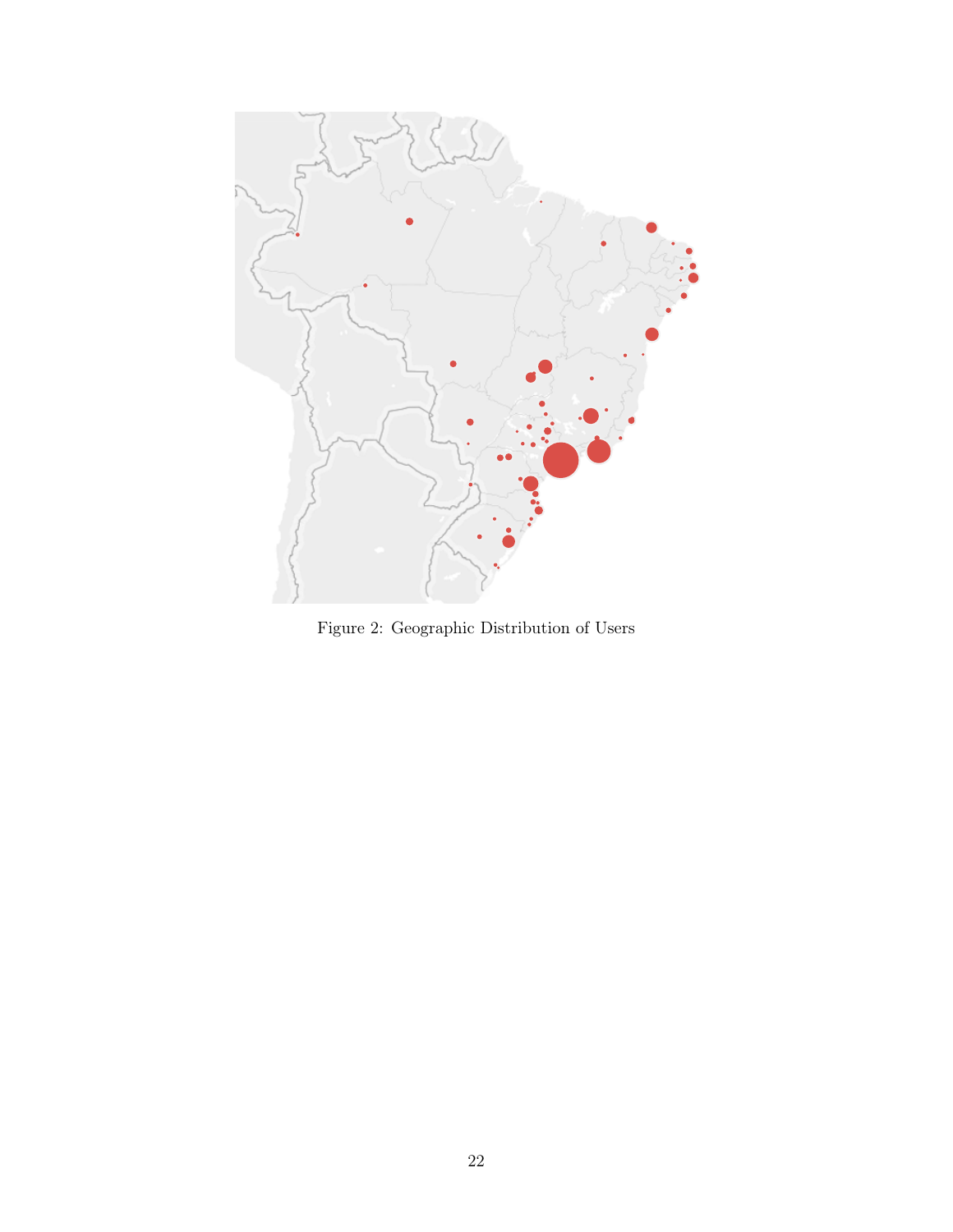Figure 2: Geographic Distribution of Users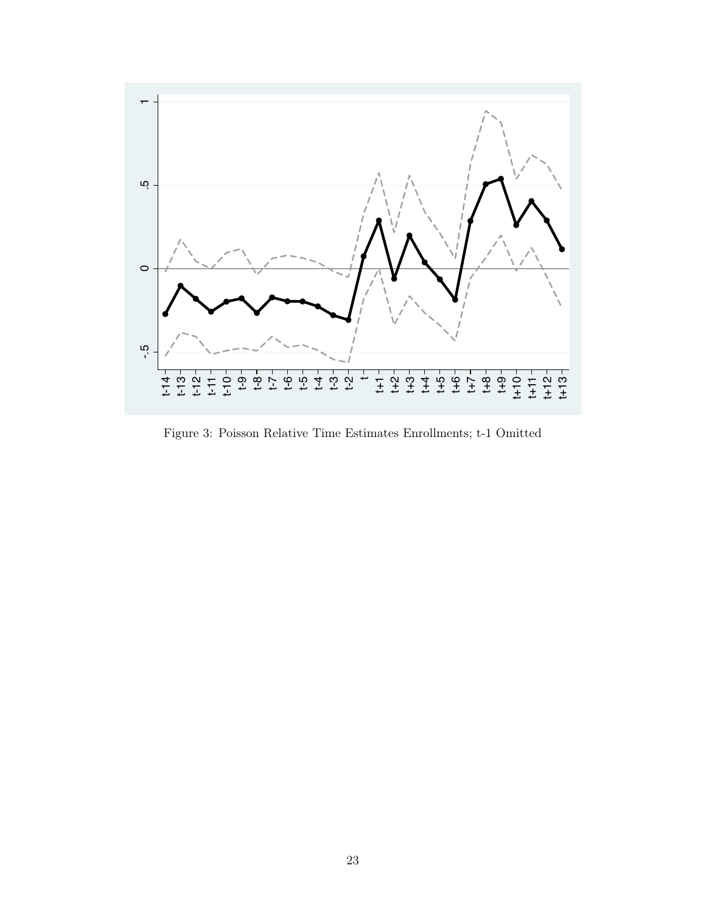Figure 3: Poisson Relative Time Estimates Enrollments; t-1 Omitted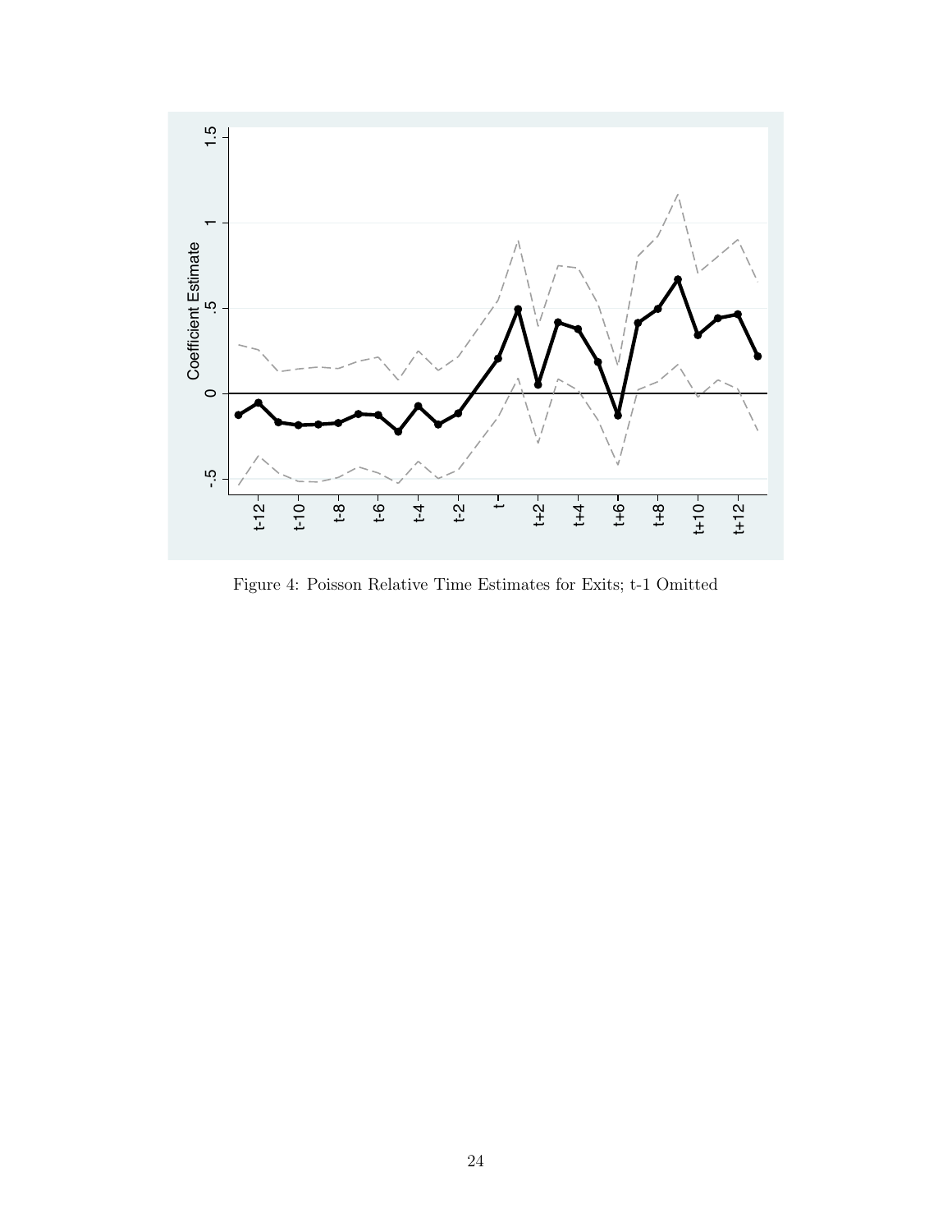Figure 4: Poisson Relative Time Estimates for Exits; t-1 Omitted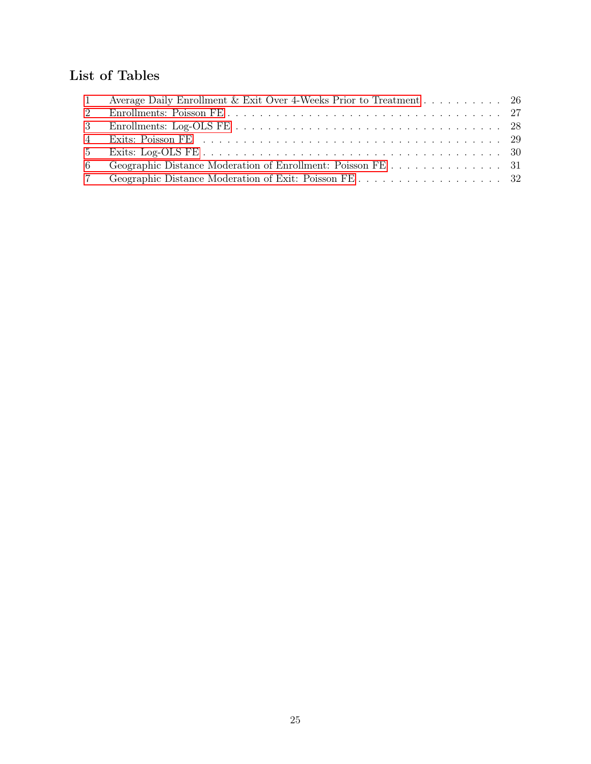## List of Tables

| | | |
|---|---|---|
| 1 | Average Daily Enrollment & Exit Over 4-Weeks Prior to Treatment | 26 |
| 2 | Enrollments: Poisson FE | 27 |
| 3 | Enrollments: Log-OLS FE | 28 |
| 4 | Exits: Poisson FE | 29 |
| 5 | Exits: Log-OLS FE | 30 |
| 6 | Geographic Distance Moderation of Enrollment: Poisson FE | 31 |
| 7 | Geographic Distance Moderation of Exit: Poisson FE | 32 |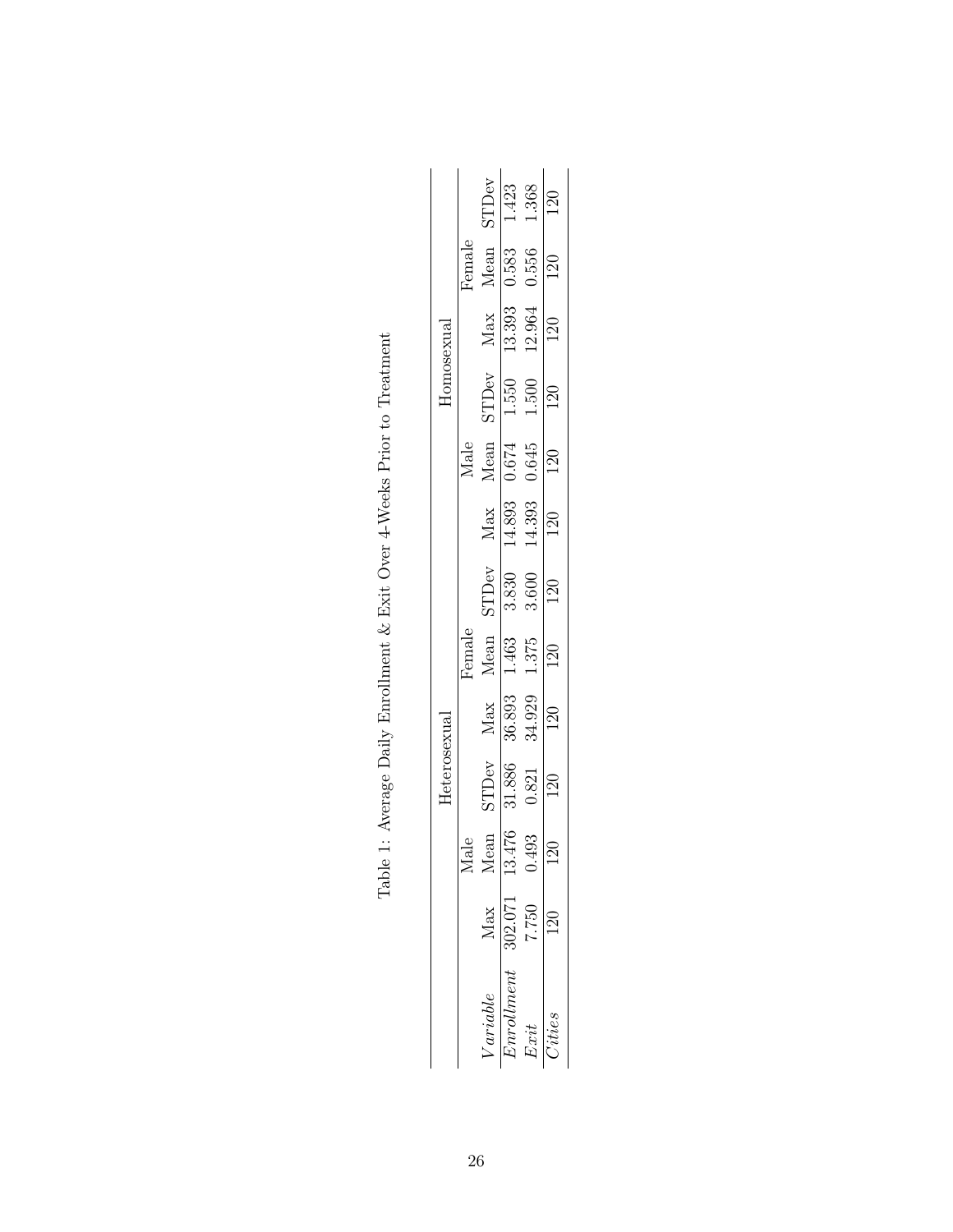Table 1: Average Daily Enrollment & Exit Over 4-Weeks Prior to Treatment

| | | Heterosexual | | | | | | Homosexual | | | | |
|---|---|---|---|---|---|---|---|---|---|---|---|---|
| | | Male | | | Female | | | Male | | | Female | |
| *Variable* | Max | Mean | STDev | Max | Mean | STDev | Max | Mean | STDev | Max | Mean | STDev |
| *Enrollment* | 302.071 | 13.476 | 31.886 | 36.893 | 1.463 | 3.830 | 14.893 | 0.674 | 1.550 | 13.393 | 0.583 | 1.423 |
| *Exit* | 7.750 | 0.493 | 0.821 | 34.929 | 1.375 | 3.600 | 14.393 | 0.645 | 1.500 | 12.964 | 0.556 | 1.368 |
| *Cities* | 120 | 120 | 120 | 120 | 120 | 120 | 120 | 120 | 120 | 120 | 120 | 120 |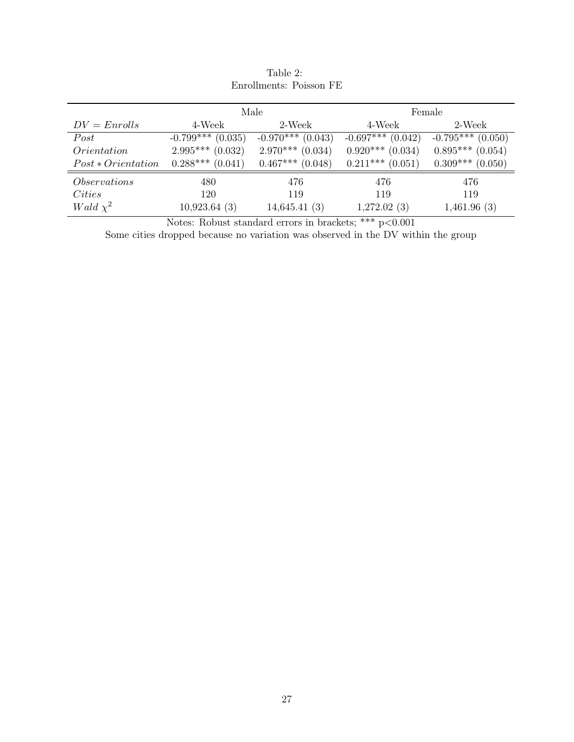Table 2:
Enrollments: Poisson FE

| | Male | | Female | |
|---|---|---|---|---|
| $DV = Enrolls$ | 4-Week | 2-Week | 4-Week | 2-Week |
| $Post$ | -0.799*** (0.035) | -0.970*** (0.043) | -0.697*** (0.042) | -0.795*** (0.050) |
| $Orientation$ | 2.995*** (0.032) | 2.970*** (0.034) | 0.920*** (0.034) | 0.895*** (0.054) |
| $Post * Orientation$ | 0.288*** (0.041) | 0.467*** (0.048) | 0.211*** (0.051) | 0.309*** (0.050) |
| $Observations$ | 480 | 476 | 476 | 476 |
| $Cities$ | 120 | 119 | 119 | 119 |
| $Wald\ \chi^2$ | 10,923.64 (3) | 14,645.41 (3) | 1,272.02 (3) | 1,461.96 (3) |

Notes: Robust standard errors in brackets; *** p<0.001
Some cities dropped because no variation was observed in the DV within the group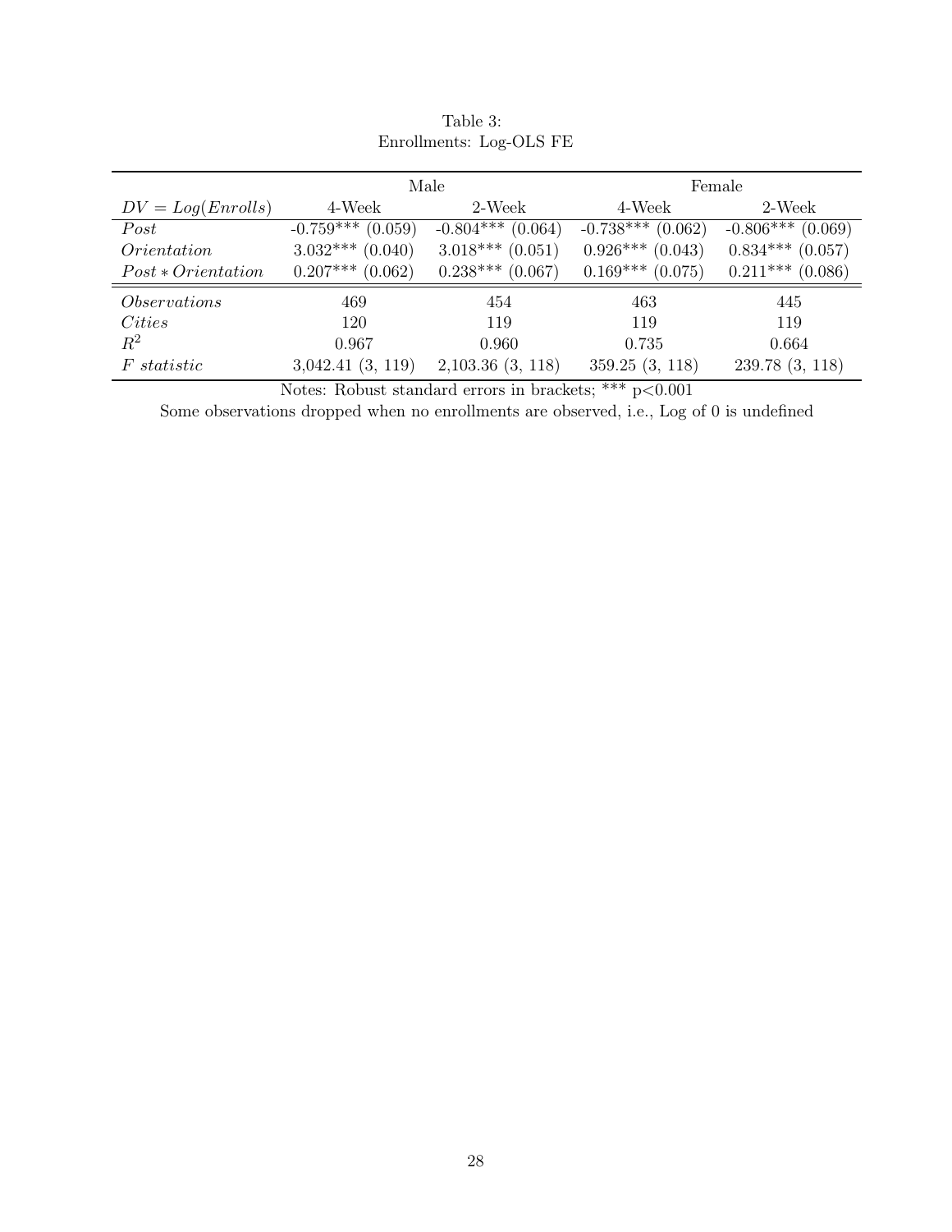Table 3:
Enrollments: Log-OLS FE

| | Male | | Female | |
|---|---|---|---|---|
| $DV = Log(Enrolls)$ | 4-Week | 2-Week | 4-Week | 2-Week |
| *Post* | -0.759*** (0.059) | -0.804*** (0.064) | -0.738*** (0.062) | -0.806*** (0.069) |
| *Orientation* | 3.032*** (0.040) | 3.018*** (0.051) | 0.926*** (0.043) | 0.834*** (0.057) |
| $Post * Orientation$ | 0.207*** (0.062) | 0.238*** (0.067) | 0.169*** (0.075) | 0.211*** (0.086) |
| *Observations* | 469 | 454 | 463 | 445 |
| *Cities* | 120 | 119 | 119 | 119 |
| $R^2$ | 0.967 | 0.960 | 0.735 | 0.664 |
| *F statistic* | 3,042.41 (3, 119) | 2,103.36 (3, 118) | 359.25 (3, 118) | 239.78 (3, 118) |

Notes: Robust standard errors in brackets; *** $p<0.001$

Some observations dropped when no enrollments are observed, i.e., Log of 0 is undefined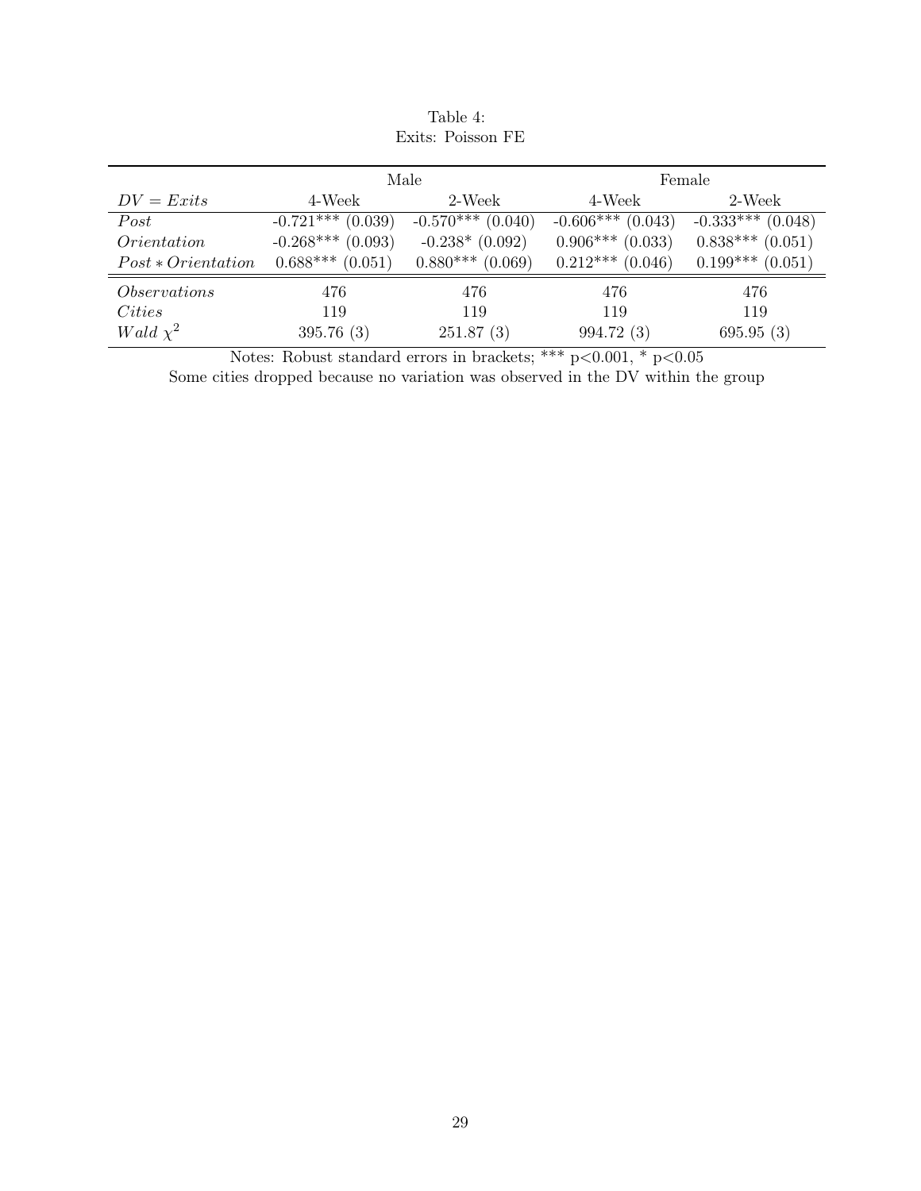Table 4:
Exits: Poisson FE

| | Male | | Female | |
|---|---|---|---|---|
| $DV = Exits$ | 4-Week | 2-Week | 4-Week | 2-Week |
| $Post$ | -0.721*** (0.039) | -0.570*** (0.040) | -0.606*** (0.043) | -0.333*** (0.048) |
| $Orientation$ | -0.268*** (0.093) | -0.238* (0.092) | 0.906*** (0.033) | 0.838*** (0.051) |
| $Post * Orientation$ | 0.688*** (0.051) | 0.880*** (0.069) | 0.212*** (0.046) | 0.199*** (0.051) |
| $Observations$ | 476 | 476 | 476 | 476 |
| $Cities$ | 119 | 119 | 119 | 119 |
| $Wald\ \chi^2$ | 395.76 (3) | 251.87 (3) | 994.72 (3) | 695.95 (3) |

Notes: Robust standard errors in brackets; *** p<0.001, * p<0.05
Some cities dropped because no variation was observed in the DV within the group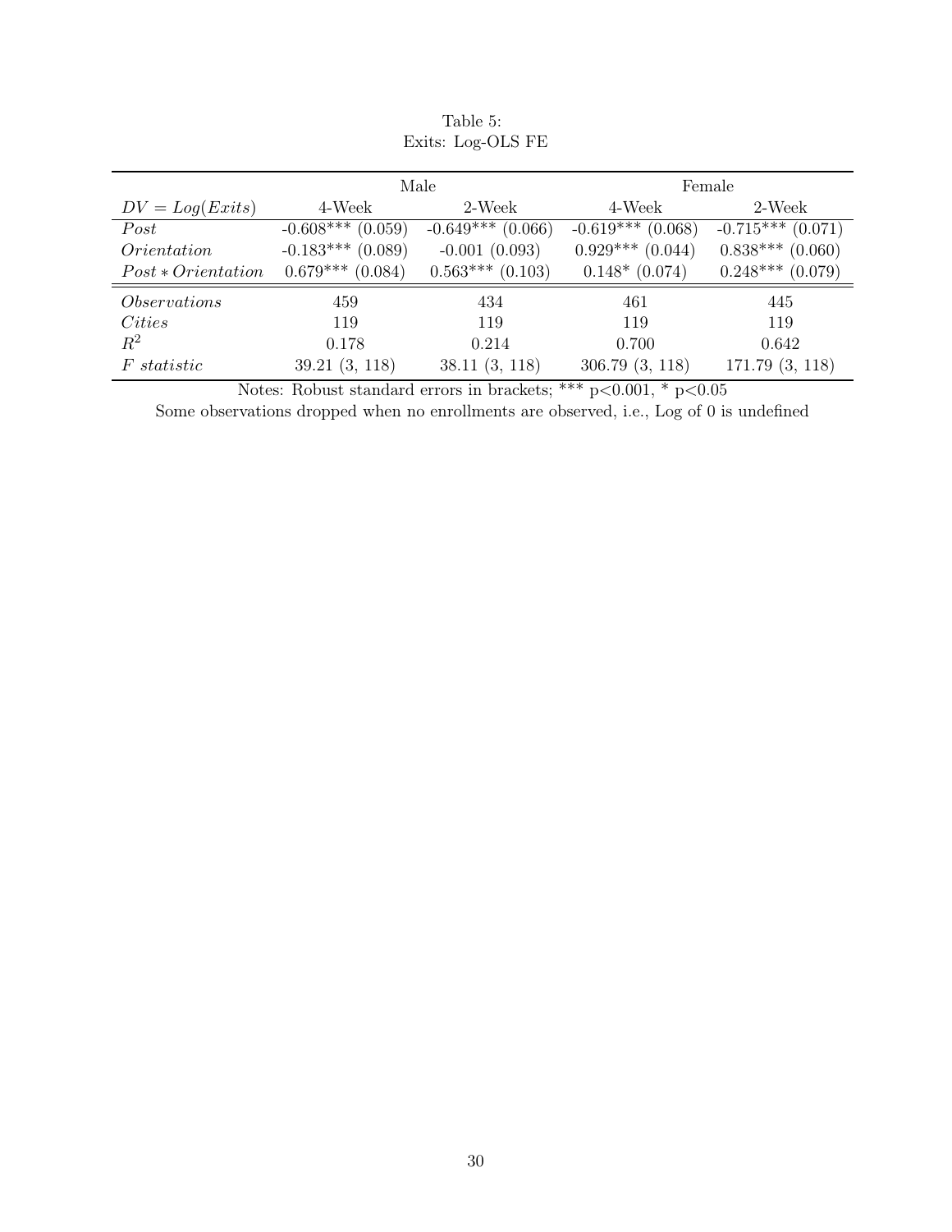Table 5:
Exits: Log-OLS FE

| | Male | | Female | |
|---|---|---|---|---|
| $DV = Log(Exits)$ | 4-Week | 2-Week | 4-Week | 2-Week |
| *Post* | -0.608*** (0.059) | -0.649*** (0.066) | -0.619*** (0.068) | -0.715*** (0.071) |
| *Orientation* | -0.183*** (0.089) | -0.001 (0.093) | 0.929*** (0.044) | 0.838*** (0.060) |
| $Post * Orientation$ | 0.679*** (0.084) | 0.563*** (0.103) | 0.148* (0.074) | 0.248*** (0.079) |
| *Observations* | 459 | 434 | 461 | 445 |
| *Cities* | 119 | 119 | 119 | 119 |
| $R^2$ | 0.178 | 0.214 | 0.700 | 0.642 |
| *F statistic* | 39.21 (3, 118) | 38.11 (3, 118) | 306.79 (3, 118) | 171.79 (3, 118) |

Notes: Robust standard errors in brackets; *** $p<0.001$, * $p<0.05$

Some observations dropped when no enrollments are observed, i.e., Log of 0 is undefined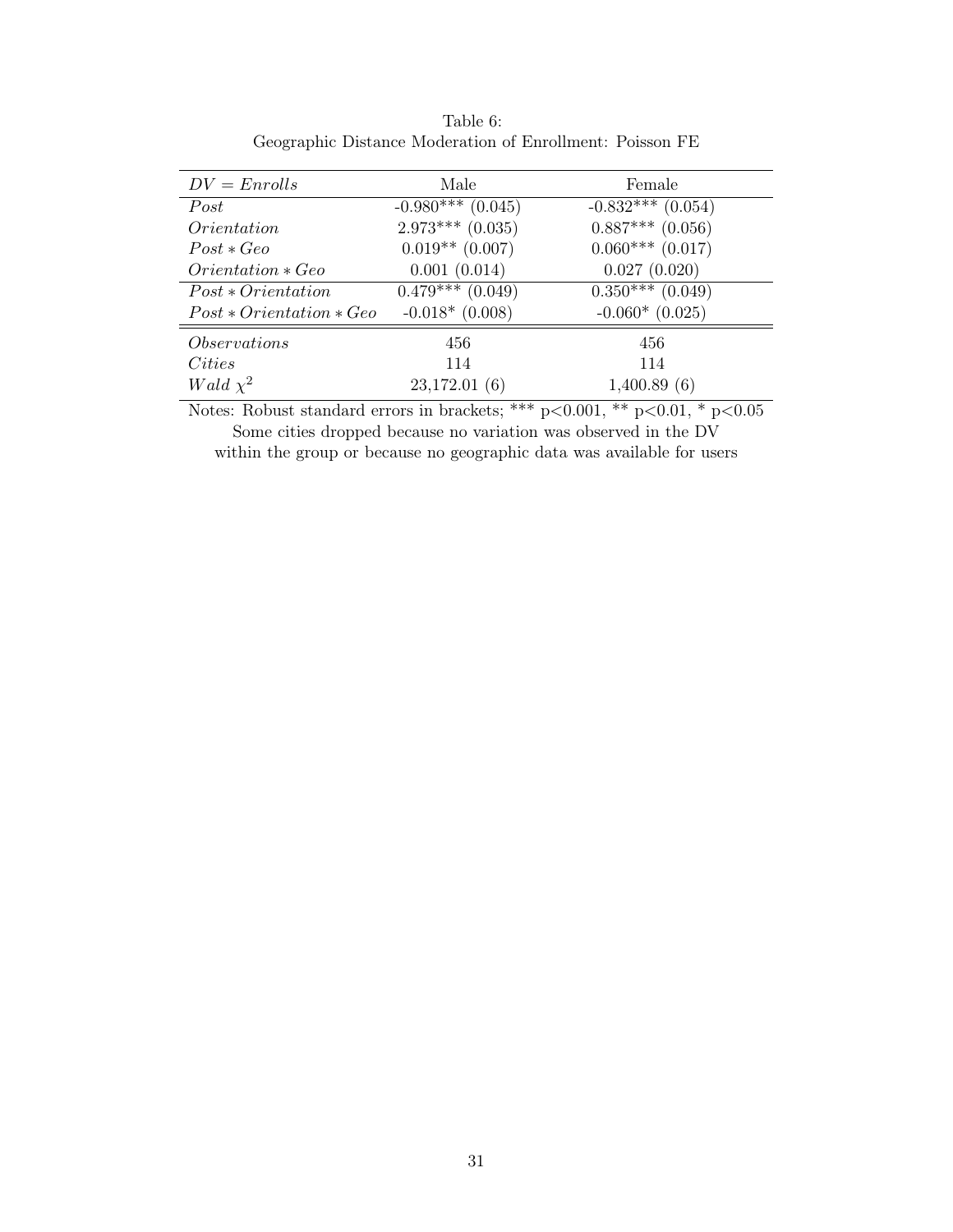Table 6:
Geographic Distance Moderation of Enrollment: Poisson FE

| $DV = Enrolls$ | Male | Female |
|---|---|---|
| $Post$ | -0.980*** (0.045) | -0.832*** (0.054) |
| $Orientation$ | 2.973*** (0.035) | 0.887*** (0.056) |
| $Post * Geo$ | 0.019** (0.007) | 0.060*** (0.017) |
| $Orientation * Geo$ | 0.001 (0.014) | 0.027 (0.020) |
| $Post * Orientation$ | 0.479*** (0.049) | 0.350*** (0.049) |
| $Post * Orientation * Geo$ | -0.018* (0.008) | -0.060* (0.025) |
| $Observations$ | 456 | 456 |
| $Cities$ | 114 | 114 |
| $Wald\ \chi^2$ | 23,172.01 (6) | 1,400.89 (6) |

Notes: Robust standard errors in brackets; *** p<0.001, ** p<0.01, * p<0.05
Some cities dropped because no variation was observed in the DV
within the group or because no geographic data was available for users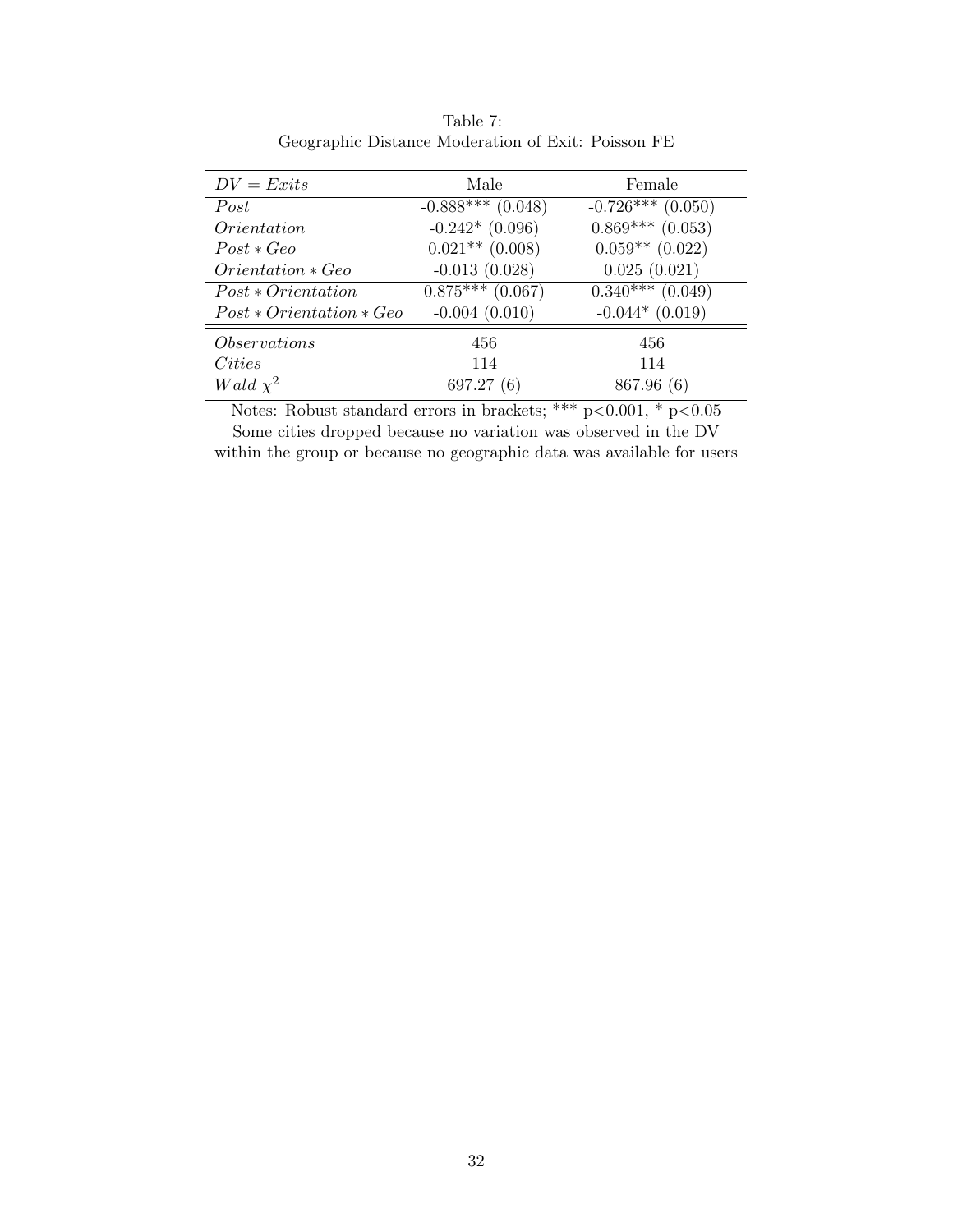Table 7:
Geographic Distance Moderation of Exit: Poisson FE

| $DV = Exits$ | Male | Female |
|---|---|---|
| $Post$ | -0.888*** (0.048) | -0.726*** (0.050) |
| $Orientation$ | -0.242* (0.096) | 0.869*** (0.053) |
| $Post * Geo$ | 0.021** (0.008) | 0.059** (0.022) |
| $Orientation * Geo$ | -0.013 (0.028) | 0.025 (0.021) |
| $Post * Orientation$ | 0.875*** (0.067) | 0.340*** (0.049) |
| $Post * Orientation * Geo$ | -0.004 (0.010) | -0.044* (0.019) |
| $Observations$ | 456 | 456 |
| $Cities$ | 114 | 114 |
| $Wald\ \chi^2$ | 697.27 (6) | 867.96 (6) |

Notes: Robust standard errors in brackets; *** p<0.001, * p<0.05
Some cities dropped because no variation was observed in the DV within the group or because no geographic data was available for users